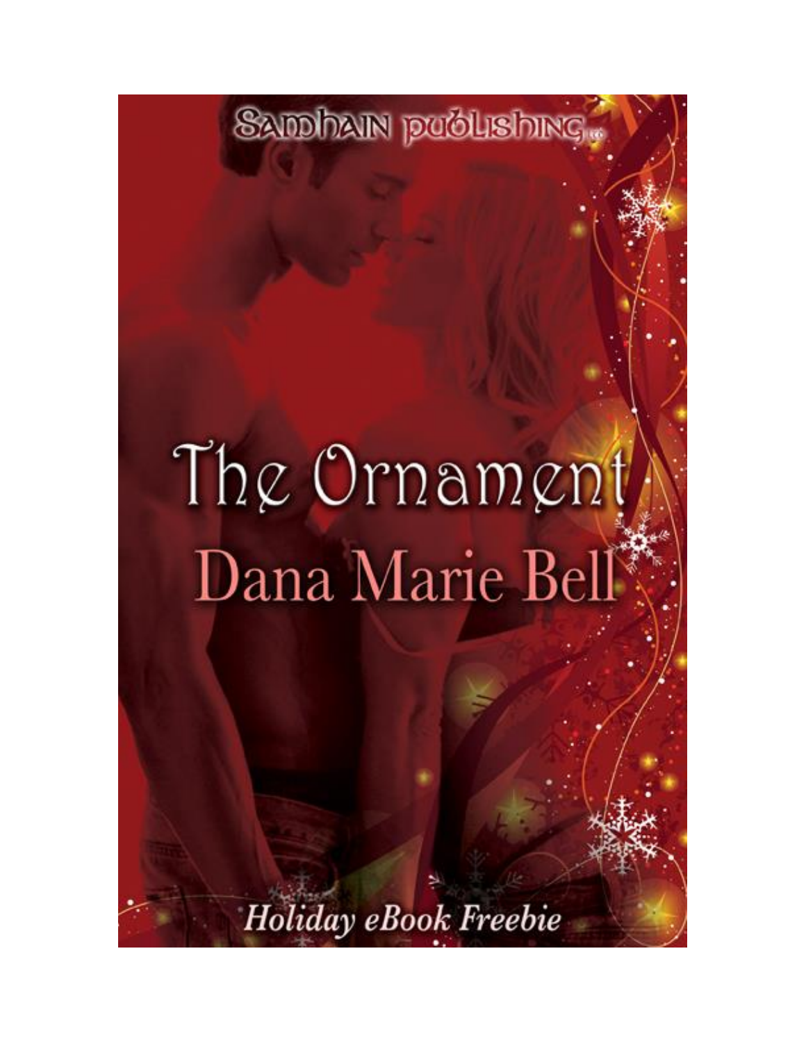Samhain publishing

# The Ornament

## Dana Marie Bell

*Holiday eBook Freebie*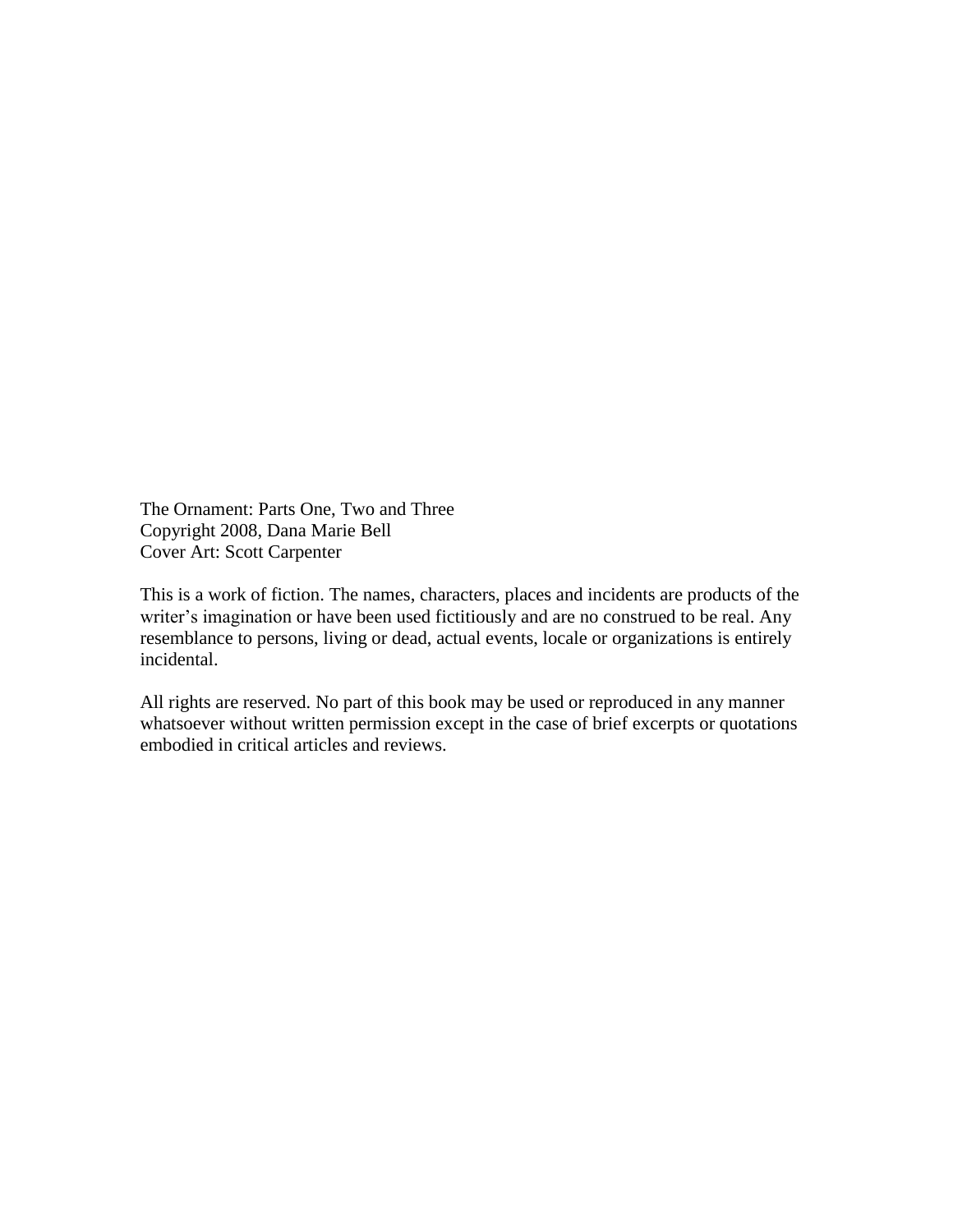The Ornament: Parts One, Two and Three
Copyright 2008, Dana Marie Bell
Cover Art: Scott Carpenter

This is a work of fiction. The names, characters, places and incidents are products of the writer's imagination or have been used fictitiously and are no construed to be real. Any resemblance to persons, living or dead, actual events, locale or organizations is entirely incidental.

All rights are reserved. No part of this book may be used or reproduced in any manner whatsoever without written permission except in the case of brief excerpts or quotations embodied in critical articles and reviews.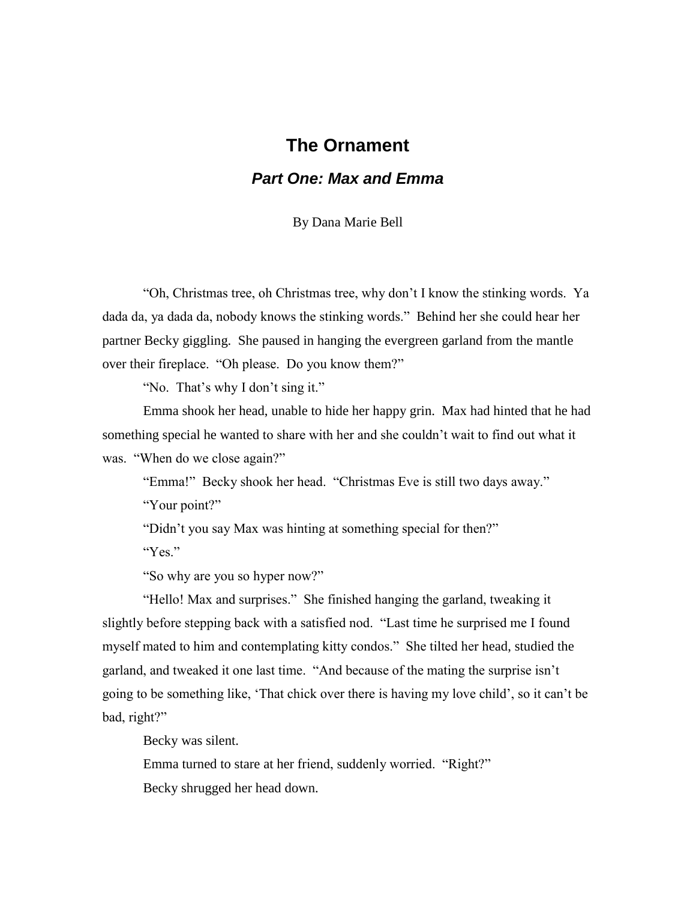# The Ornament

## *Part One: Max and Emma*

By Dana Marie Bell

"Oh, Christmas tree, oh Christmas tree, why don't I know the stinking words. Ya dada da, ya dada da, nobody knows the stinking words." Behind her she could hear her partner Becky giggling. She paused in hanging the evergreen garland from the mantle over their fireplace. "Oh please. Do you know them?"

"No. That's why I don't sing it."

Emma shook her head, unable to hide her happy grin. Max had hinted that he had something special he wanted to share with her and she couldn't wait to find out what it was. "When do we close again?"

"Emma!" Becky shook her head. "Christmas Eve is still two days away."

"Your point?"

"Didn't you say Max was hinting at something special for then?"

"Yes."

"So why are you so hyper now?"

"Hello! Max and surprises." She finished hanging the garland, tweaking it slightly before stepping back with a satisfied nod. "Last time he surprised me I found myself mated to him and contemplating kitty condos." She tilted her head, studied the garland, and tweaked it one last time. "And because of the mating the surprise isn't going to be something like, 'That chick over there is having my love child', so it can't be bad, right?"

Becky was silent.

Emma turned to stare at her friend, suddenly worried. "Right?"

Becky shrugged her head down.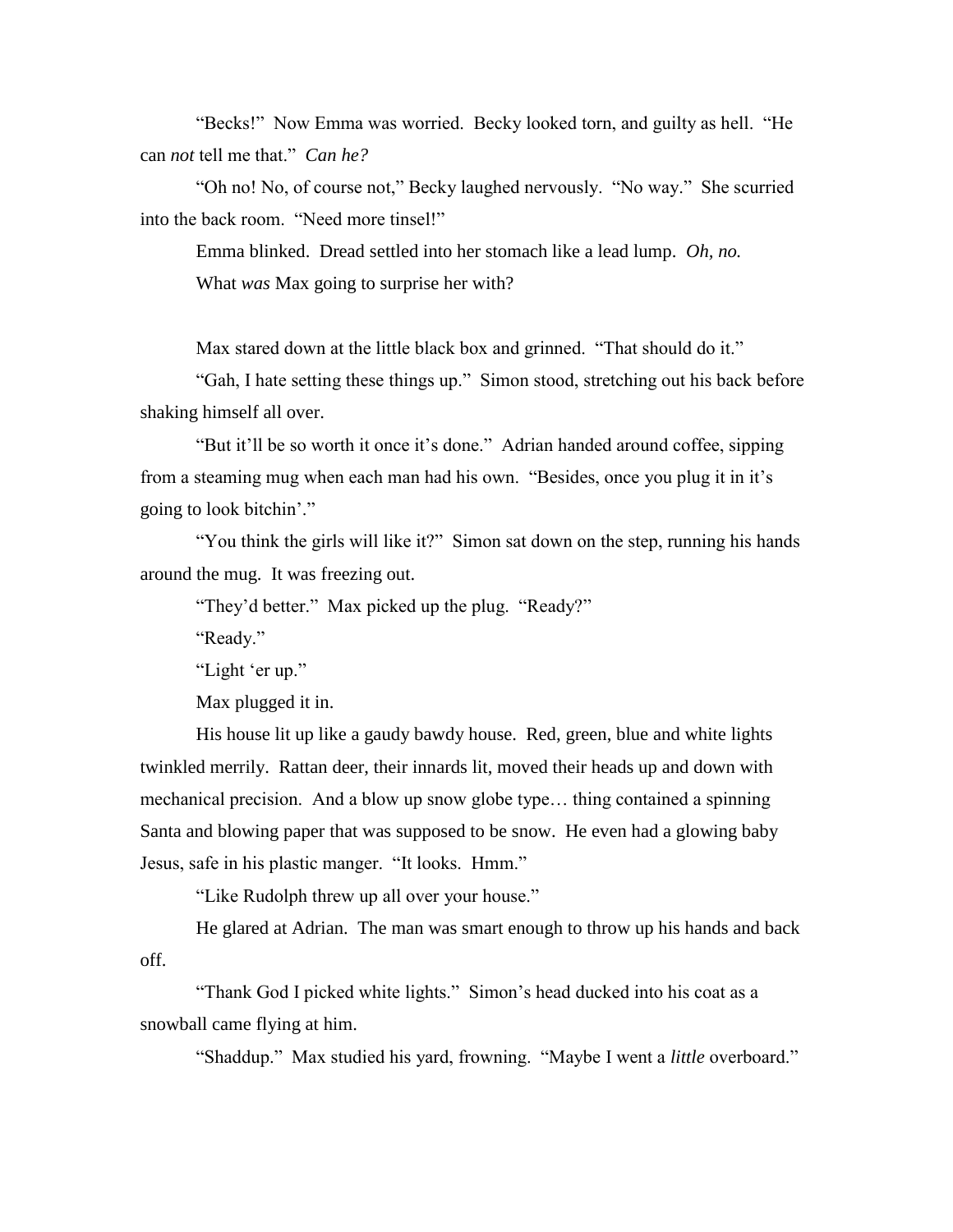"Becks!" Now Emma was worried. Becky looked torn, and guilty as hell. "He can *not* tell me that." *Can he?*

"Oh no! No, of course not," Becky laughed nervously. "No way." She scurried into the back room. "Need more tinsel!"

Emma blinked. Dread settled into her stomach like a lead lump. *Oh, no.*

What *was* Max going to surprise her with?

Max stared down at the little black box and grinned. "That should do it."

"Gah, I hate setting these things up." Simon stood, stretching out his back before shaking himself all over.

"But it'll be so worth it once it's done." Adrian handed around coffee, sipping from a steaming mug when each man had his own. "Besides, once you plug it in it's going to look bitchin'."

"You think the girls will like it?" Simon sat down on the step, running his hands around the mug. It was freezing out.

"They'd better." Max picked up the plug. "Ready?"

"Ready."

"Light 'er up."

Max plugged it in.

His house lit up like a gaudy bawdy house. Red, green, blue and white lights twinkled merrily. Rattan deer, their innards lit, moved their heads up and down with mechanical precision. And a blow up snow globe type… thing contained a spinning Santa and blowing paper that was supposed to be snow. He even had a glowing baby Jesus, safe in his plastic manger. "It looks. Hmm."

"Like Rudolph threw up all over your house."

He glared at Adrian. The man was smart enough to throw up his hands and back off.

"Thank God I picked white lights." Simon's head ducked into his coat as a snowball came flying at him.

"Shaddup." Max studied his yard, frowning. "Maybe I went a *little* overboard."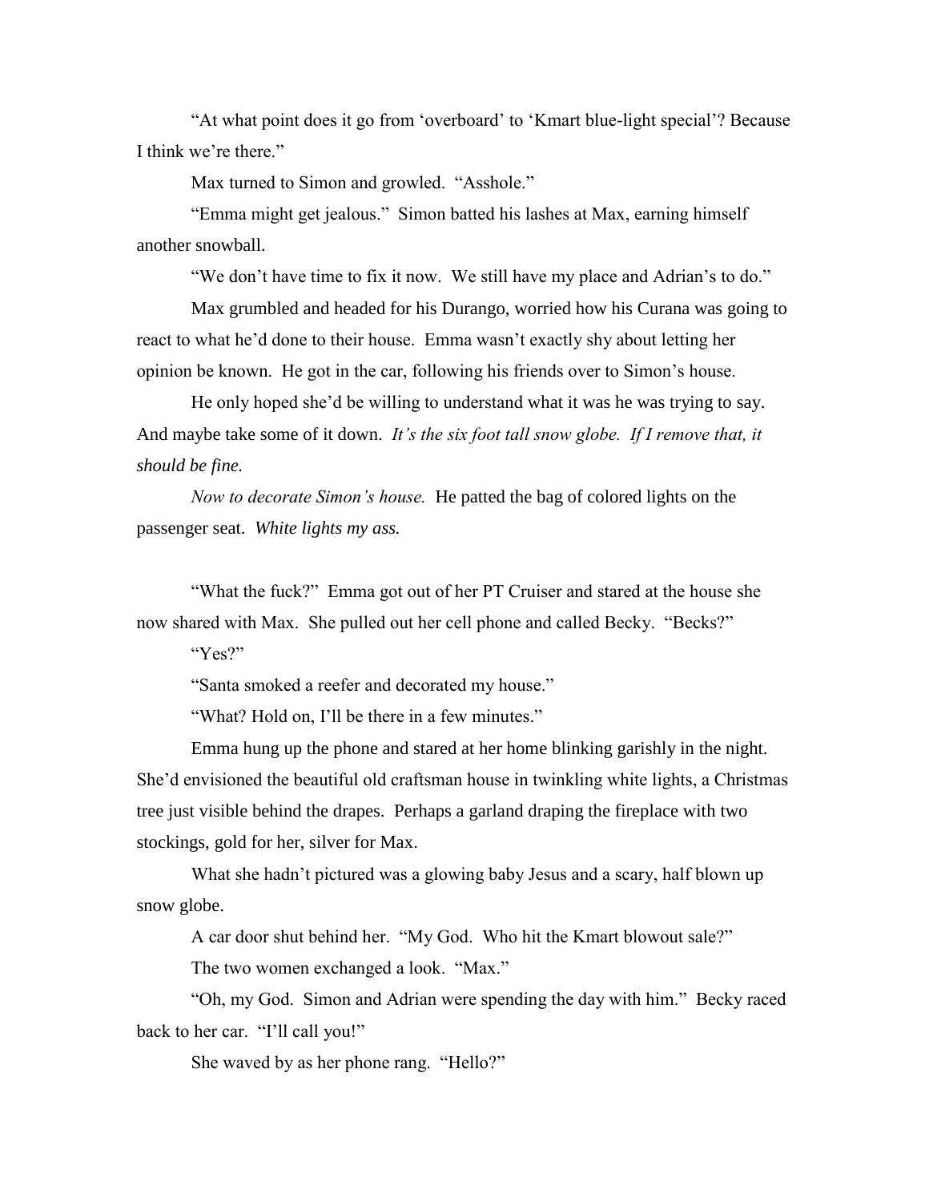"At what point does it go from 'overboard' to 'Kmart blue-light special'? Because I think we're there."

Max turned to Simon and growled. "Asshole."

"Emma might get jealous." Simon batted his lashes at Max, earning himself another snowball.

"We don't have time to fix it now. We still have my place and Adrian's to do."

Max grumbled and headed for his Durango, worried how his Curana was going to react to what he'd done to their house. Emma wasn't exactly shy about letting her opinion be known. He got in the car, following his friends over to Simon's house.

He only hoped she'd be willing to understand what it was he was trying to say. And maybe take some of it down. *It's the six foot tall snow globe. If I remove that, it should be fine.*

*Now to decorate Simon's house.* He patted the bag of colored lights on the passenger seat. *White lights my ass.*

"What the fuck?" Emma got out of her PT Cruiser and stared at the house she now shared with Max. She pulled out her cell phone and called Becky. "Becks?"

"Yes?"

"Santa smoked a reefer and decorated my house."

"What? Hold on, I'll be there in a few minutes."

Emma hung up the phone and stared at her home blinking garishly in the night. She'd envisioned the beautiful old craftsman house in twinkling white lights, a Christmas tree just visible behind the drapes. Perhaps a garland draping the fireplace with two stockings, gold for her, silver for Max.

What she hadn't pictured was a glowing baby Jesus and a scary, half blown up snow globe.

A car door shut behind her. "My God. Who hit the Kmart blowout sale?"

The two women exchanged a look. "Max."

"Oh, my God. Simon and Adrian were spending the day with him." Becky raced back to her car. "I'll call you!"

She waved by as her phone rang. "Hello?"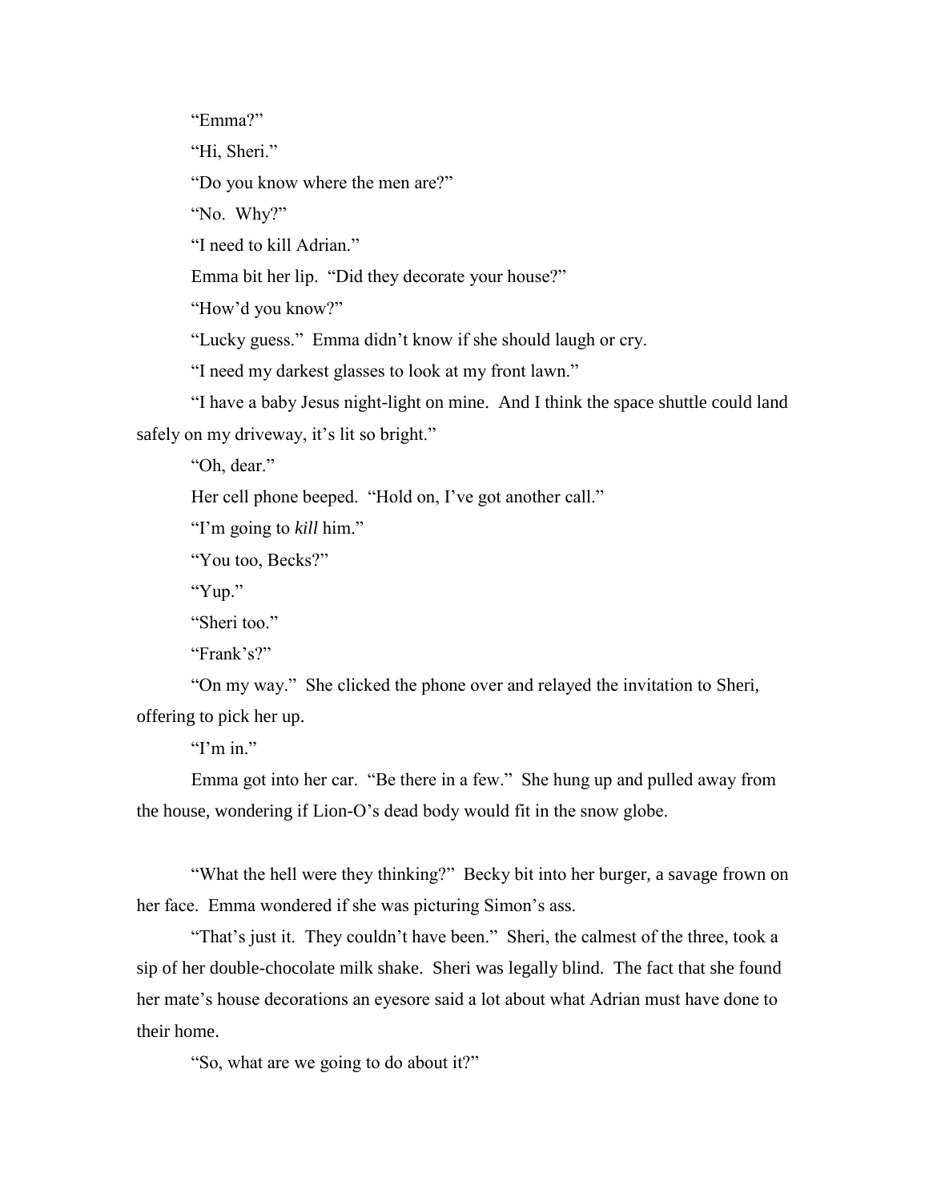"Emma?"

"Hi, Sheri."

"Do you know where the men are?"

"No. Why?"

"I need to kill Adrian."

Emma bit her lip. "Did they decorate your house?"

"How'd you know?"

"Lucky guess." Emma didn't know if she should laugh or cry.

"I need my darkest glasses to look at my front lawn."

"I have a baby Jesus night-light on mine. And I think the space shuttle could land safely on my driveway, it's lit so bright."

"Oh, dear."

Her cell phone beeped. "Hold on, I've got another call."

"I'm going to *kill* him."

"You too, Becks?"

"Yup."

"Sheri too."

"Frank's?"

"On my way." She clicked the phone over and relayed the invitation to Sheri, offering to pick her up.

"I'm in."

Emma got into her car. "Be there in a few." She hung up and pulled away from the house, wondering if Lion-O's dead body would fit in the snow globe.

"What the hell were they thinking?" Becky bit into her burger, a savage frown on her face. Emma wondered if she was picturing Simon's ass.

"That's just it. They couldn't have been." Sheri, the calmest of the three, took a sip of her double-chocolate milk shake. Sheri was legally blind. The fact that she found her mate's house decorations an eyesore said a lot about what Adrian must have done to their home.

"So, what are we going to do about it?"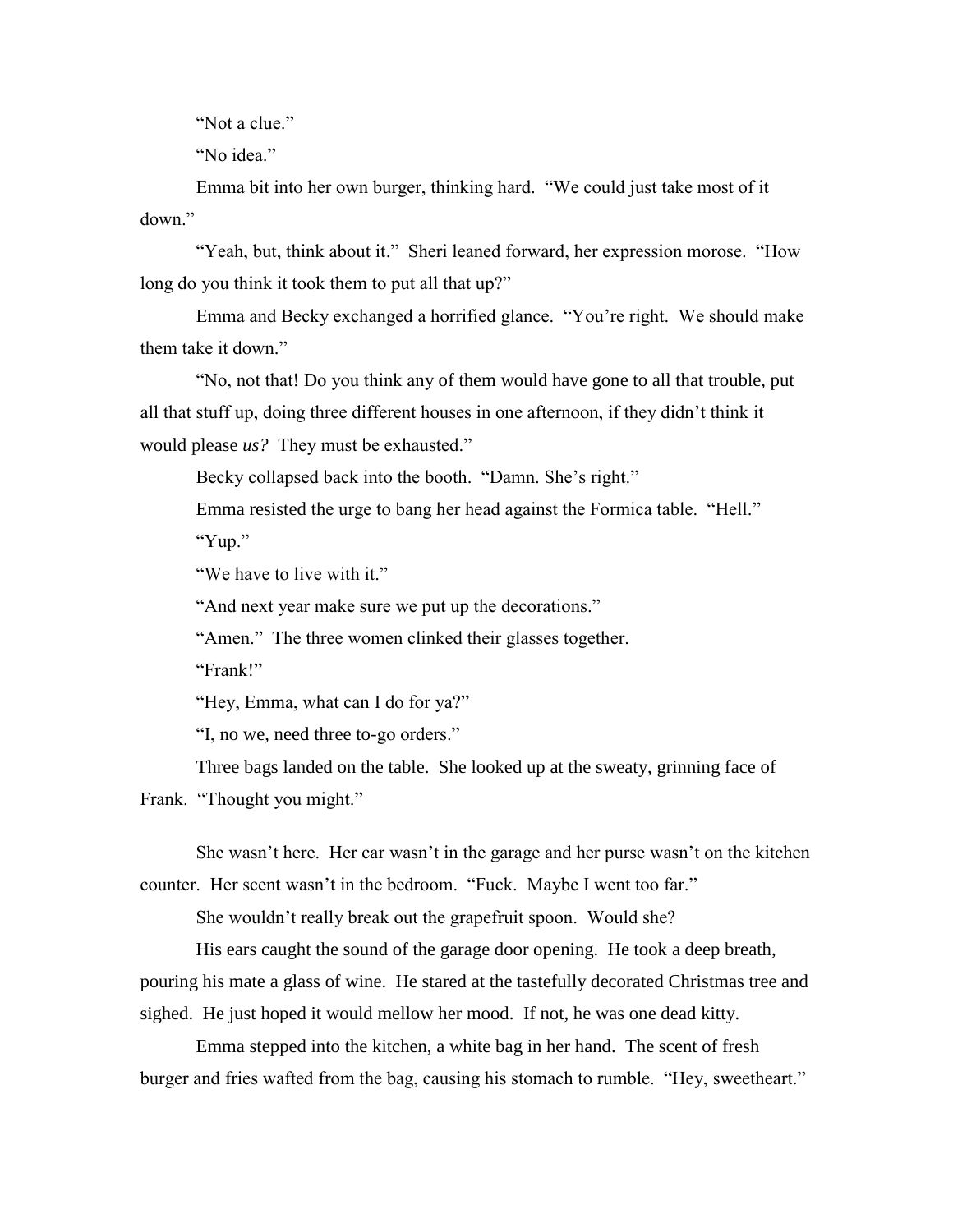"Not a clue."

"No idea."

Emma bit into her own burger, thinking hard. "We could just take most of it down."

"Yeah, but, think about it." Sheri leaned forward, her expression morose. "How long do you think it took them to put all that up?"

Emma and Becky exchanged a horrified glance. "You're right. We should make them take it down."

"No, not that! Do you think any of them would have gone to all that trouble, put all that stuff up, doing three different houses in one afternoon, if they didn't think it would please *us?* They must be exhausted."

Becky collapsed back into the booth. "Damn. She's right."

Emma resisted the urge to bang her head against the Formica table. "Hell."

"Yup."

"We have to live with it."

"And next year make sure we put up the decorations."

"Amen." The three women clinked their glasses together.

"Frank!"

"Hey, Emma, what can I do for ya?"

"I, no we, need three to-go orders."

Three bags landed on the table. She looked up at the sweaty, grinning face of Frank. "Thought you might."

She wasn't here. Her car wasn't in the garage and her purse wasn't on the kitchen counter. Her scent wasn't in the bedroom. "Fuck. Maybe I went too far."

She wouldn't really break out the grapefruit spoon. Would she?

His ears caught the sound of the garage door opening. He took a deep breath, pouring his mate a glass of wine. He stared at the tastefully decorated Christmas tree and sighed. He just hoped it would mellow her mood. If not, he was one dead kitty.

Emma stepped into the kitchen, a white bag in her hand. The scent of fresh burger and fries wafted from the bag, causing his stomach to rumble. "Hey, sweetheart."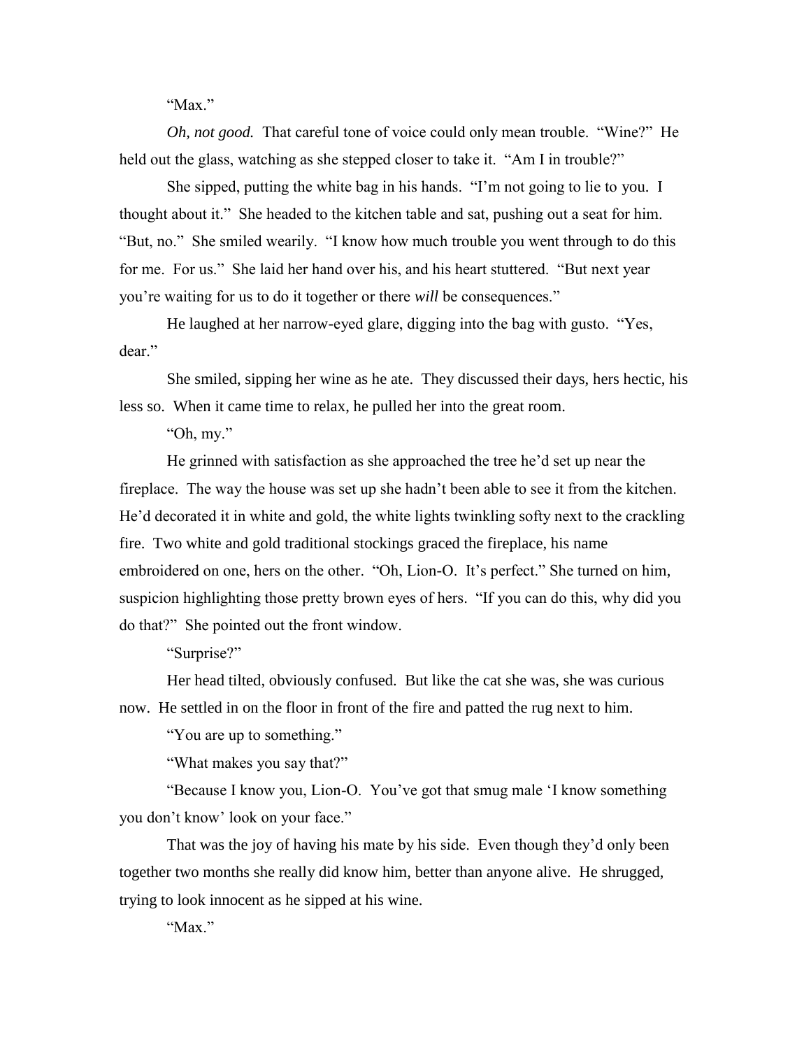"Max."

*Oh, not good.* That careful tone of voice could only mean trouble. "Wine?" He held out the glass, watching as she stepped closer to take it. "Am I in trouble?"

She sipped, putting the white bag in his hands. "I'm not going to lie to you. I thought about it." She headed to the kitchen table and sat, pushing out a seat for him. "But, no." She smiled wearily. "I know how much trouble you went through to do this for me. For us." She laid her hand over his, and his heart stuttered. "But next year you're waiting for us to do it together or there *will* be consequences."

He laughed at her narrow-eyed glare, digging into the bag with gusto. "Yes, dear."

She smiled, sipping her wine as he ate. They discussed their days, hers hectic, his less so. When it came time to relax, he pulled her into the great room.

"Oh, my."

He grinned with satisfaction as she approached the tree he'd set up near the fireplace. The way the house was set up she hadn't been able to see it from the kitchen. He'd decorated it in white and gold, the white lights twinkling softy next to the crackling fire. Two white and gold traditional stockings graced the fireplace, his name embroidered on one, hers on the other. "Oh, Lion-O. It's perfect." She turned on him, suspicion highlighting those pretty brown eyes of hers. "If you can do this, why did you do that?" She pointed out the front window.

"Surprise?"

Her head tilted, obviously confused. But like the cat she was, she was curious now. He settled in on the floor in front of the fire and patted the rug next to him.

"You are up to something."

"What makes you say that?"

"Because I know you, Lion-O. You've got that smug male 'I know something you don't know' look on your face."

That was the joy of having his mate by his side. Even though they'd only been together two months she really did know him, better than anyone alive. He shrugged, trying to look innocent as he sipped at his wine.

"Max."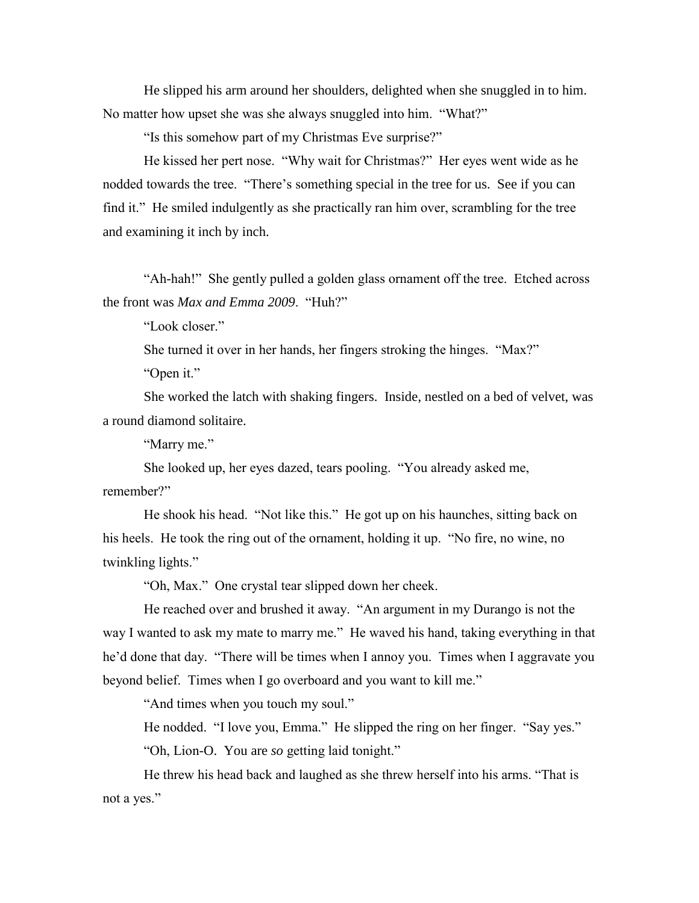He slipped his arm around her shoulders, delighted when she snuggled in to him. No matter how upset she was she always snuggled into him. "What?"

"Is this somehow part of my Christmas Eve surprise?"

He kissed her pert nose. "Why wait for Christmas?" Her eyes went wide as he nodded towards the tree. "There's something special in the tree for us. See if you can find it." He smiled indulgently as she practically ran him over, scrambling for the tree and examining it inch by inch.

"Ah-hah!" She gently pulled a golden glass ornament off the tree. Etched across the front was *Max and Emma 2009*. "Huh?"

"Look closer."

She turned it over in her hands, her fingers stroking the hinges. "Max?"

"Open it."

She worked the latch with shaking fingers. Inside, nestled on a bed of velvet, was a round diamond solitaire.

"Marry me."

She looked up, her eyes dazed, tears pooling. "You already asked me, remember?"

He shook his head. "Not like this." He got up on his haunches, sitting back on his heels. He took the ring out of the ornament, holding it up. "No fire, no wine, no twinkling lights."

"Oh, Max." One crystal tear slipped down her cheek.

He reached over and brushed it away. "An argument in my Durango is not the way I wanted to ask my mate to marry me." He waved his hand, taking everything in that he'd done that day. "There will be times when I annoy you. Times when I aggravate you beyond belief. Times when I go overboard and you want to kill me."

"And times when you touch my soul."

He nodded. "I love you, Emma." He slipped the ring on her finger. "Say yes."

"Oh, Lion-O. You are *so* getting laid tonight."

He threw his head back and laughed as she threw herself into his arms. "That is not a yes."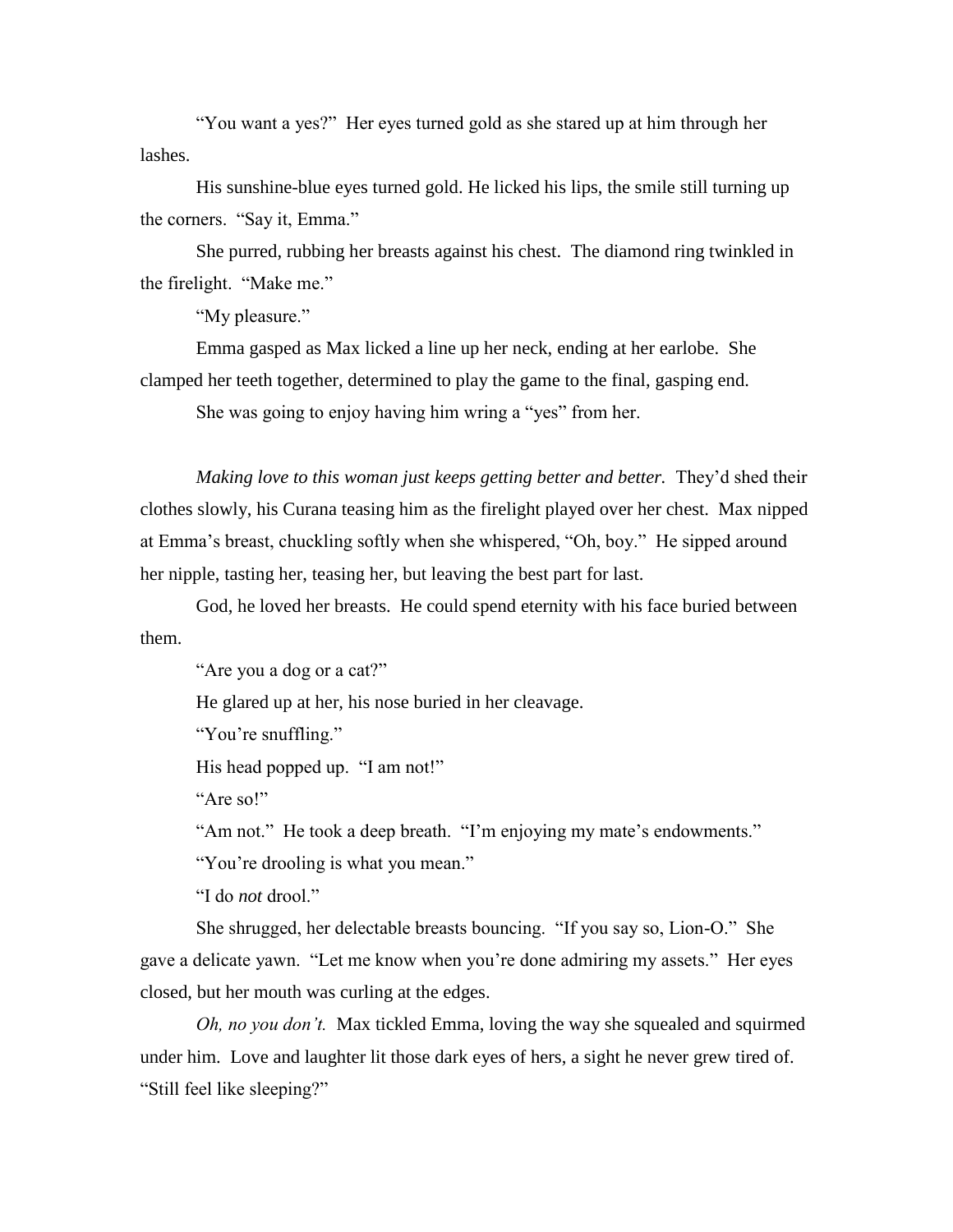"You want a yes?" Her eyes turned gold as she stared up at him through her lashes.

His sunshine-blue eyes turned gold. He licked his lips, the smile still turning up the corners. "Say it, Emma."

She purred, rubbing her breasts against his chest. The diamond ring twinkled in the firelight. "Make me."

"My pleasure."

Emma gasped as Max licked a line up her neck, ending at her earlobe. She clamped her teeth together, determined to play the game to the final, gasping end.

She was going to enjoy having him wring a "yes" from her.

*Making love to this woman just keeps getting better and better.* They'd shed their clothes slowly, his Curana teasing him as the firelight played over her chest. Max nipped at Emma's breast, chuckling softly when she whispered, "Oh, boy." He sipped around her nipple, tasting her, teasing her, but leaving the best part for last.

God, he loved her breasts. He could spend eternity with his face buried between them.

"Are you a dog or a cat?"

He glared up at her, his nose buried in her cleavage.

"You're snuffling."

His head popped up. "I am not!"

"Are so!"

"Am not." He took a deep breath. "I'm enjoying my mate's endowments."

"You're drooling is what you mean."

"I do *not* drool."

She shrugged, her delectable breasts bouncing. "If you say so, Lion-O." She gave a delicate yawn. "Let me know when you're done admiring my assets." Her eyes closed, but her mouth was curling at the edges.

*Oh, no you don't.* Max tickled Emma, loving the way she squealed and squirmed under him. Love and laughter lit those dark eyes of hers, a sight he never grew tired of. "Still feel like sleeping?"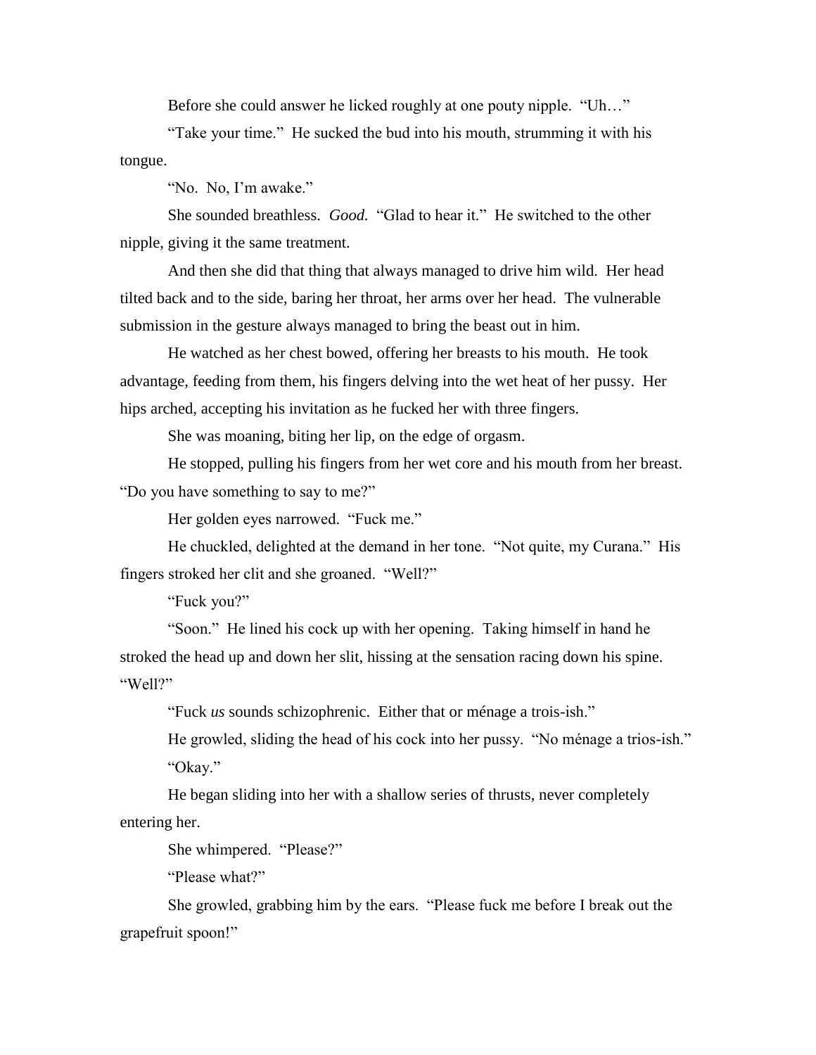Before she could answer he licked roughly at one pouty nipple. "Uh…"

"Take your time." He sucked the bud into his mouth, strumming it with his tongue.

"No. No, I'm awake."

She sounded breathless. *Good.* "Glad to hear it." He switched to the other nipple, giving it the same treatment.

And then she did that thing that always managed to drive him wild. Her head tilted back and to the side, baring her throat, her arms over her head. The vulnerable submission in the gesture always managed to bring the beast out in him.

He watched as her chest bowed, offering her breasts to his mouth. He took advantage, feeding from them, his fingers delving into the wet heat of her pussy. Her hips arched, accepting his invitation as he fucked her with three fingers.

She was moaning, biting her lip, on the edge of orgasm.

He stopped, pulling his fingers from her wet core and his mouth from her breast. "Do you have something to say to me?"

Her golden eyes narrowed. "Fuck me."

He chuckled, delighted at the demand in her tone. "Not quite, my Curana." His fingers stroked her clit and she groaned. "Well?"

"Fuck you?"

"Soon." He lined his cock up with her opening. Taking himself in hand he stroked the head up and down her slit, hissing at the sensation racing down his spine. "Well?"

"Fuck *us* sounds schizophrenic. Either that or ménage a trois-ish."

He growled, sliding the head of his cock into her pussy. "No ménage a trios-ish."

"Okay."

He began sliding into her with a shallow series of thrusts, never completely entering her.

She whimpered. "Please?"

"Please what?"

She growled, grabbing him by the ears. "Please fuck me before I break out the grapefruit spoon!"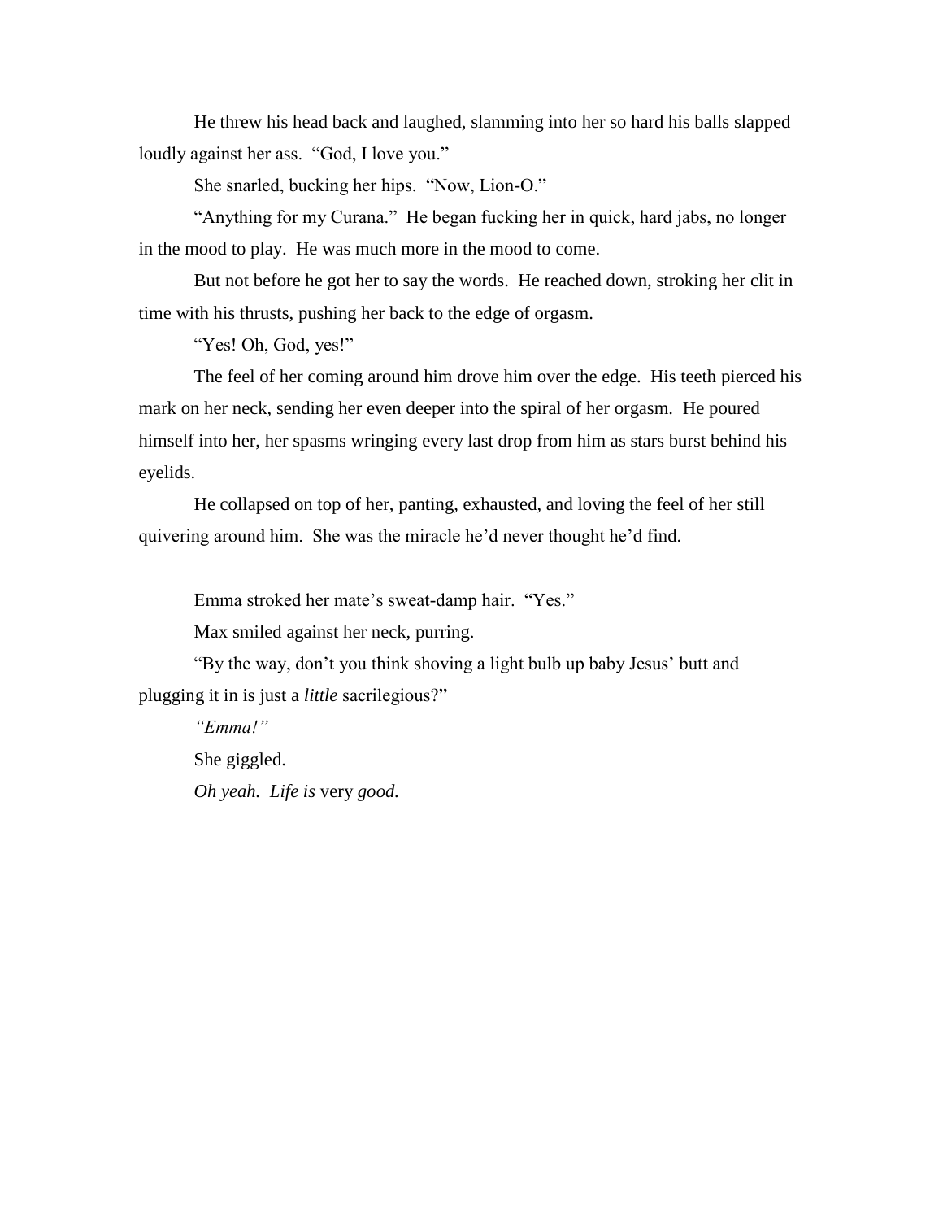He threw his head back and laughed, slamming into her so hard his balls slapped loudly against her ass. "God, I love you."

She snarled, bucking her hips. "Now, Lion-O."

"Anything for my Curana." He began fucking her in quick, hard jabs, no longer in the mood to play. He was much more in the mood to come.

But not before he got her to say the words. He reached down, stroking her clit in time with his thrusts, pushing her back to the edge of orgasm.

"Yes! Oh, God, yes!"

The feel of her coming around him drove him over the edge. His teeth pierced his mark on her neck, sending her even deeper into the spiral of her orgasm. He poured himself into her, her spasms wringing every last drop from him as stars burst behind his eyelids.

He collapsed on top of her, panting, exhausted, and loving the feel of her still quivering around him. She was the miracle he'd never thought he'd find.

Emma stroked her mate's sweat-damp hair. "Yes."

Max smiled against her neck, purring.

"By the way, don't you think shoving a light bulb up baby Jesus' butt and plugging it in is just a *little* sacrilegious?"

*"Emma!"*

She giggled.

*Oh yeah. Life is* very *good.*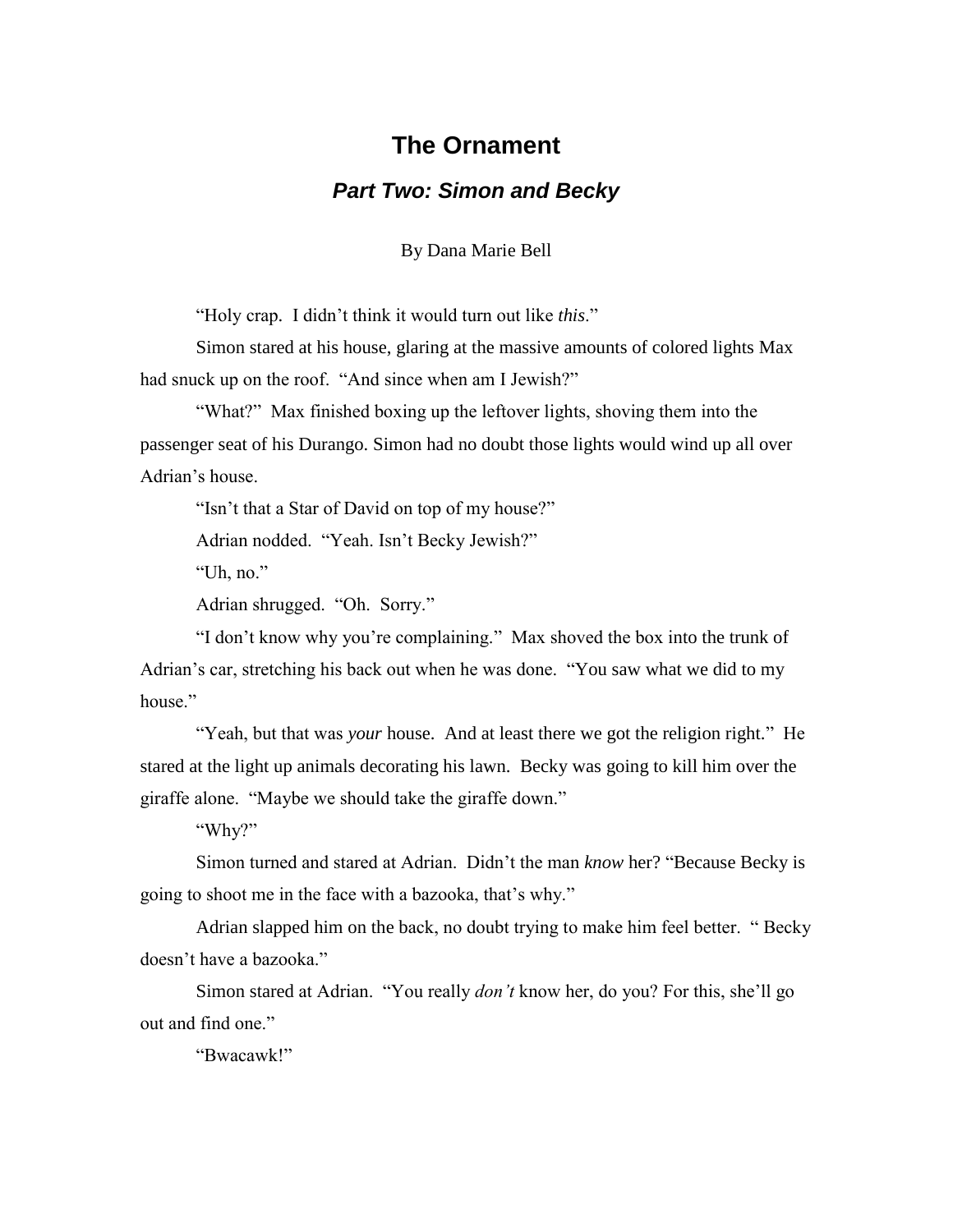# The Ornament

## *Part Two: Simon and Becky*

By Dana Marie Bell

"Holy crap. I didn't think it would turn out like *this*."

Simon stared at his house, glaring at the massive amounts of colored lights Max had snuck up on the roof. "And since when am I Jewish?"

"What?" Max finished boxing up the leftover lights, shoving them into the passenger seat of his Durango. Simon had no doubt those lights would wind up all over Adrian's house.

"Isn't that a Star of David on top of my house?"

Adrian nodded. "Yeah. Isn't Becky Jewish?"

"Uh, no."

Adrian shrugged. "Oh. Sorry."

"I don't know why you're complaining." Max shoved the box into the trunk of Adrian's car, stretching his back out when he was done. "You saw what we did to my house."

"Yeah, but that was *your* house. And at least there we got the religion right." He stared at the light up animals decorating his lawn. Becky was going to kill him over the giraffe alone. "Maybe we should take the giraffe down."

"Why?"

Simon turned and stared at Adrian. Didn't the man *know* her? "Because Becky is going to shoot me in the face with a bazooka, that's why."

Adrian slapped him on the back, no doubt trying to make him feel better. " Becky doesn't have a bazooka."

Simon stared at Adrian. "You really *don't* know her, do you? For this, she'll go out and find one."

"Bwacawk!"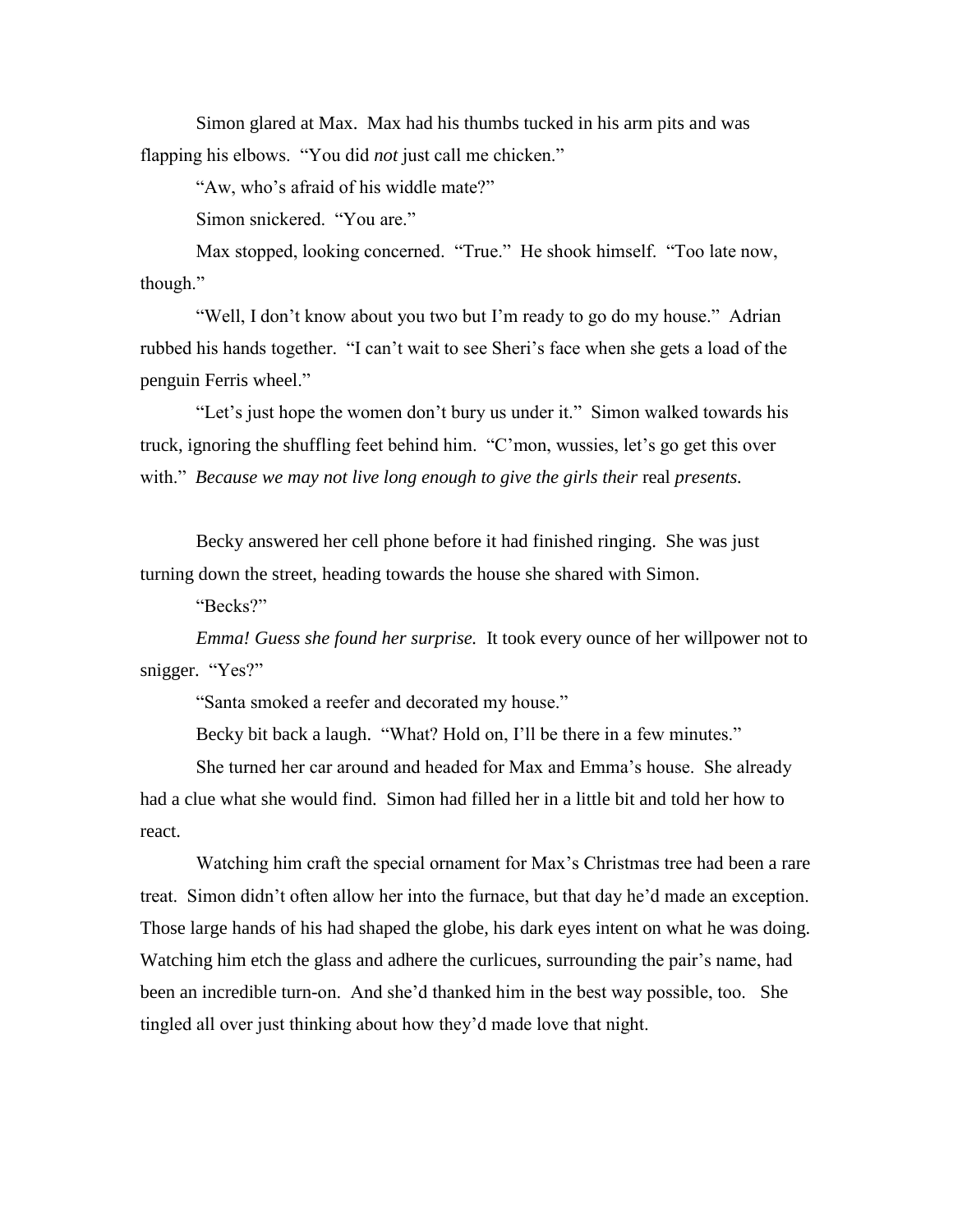Simon glared at Max. Max had his thumbs tucked in his arm pits and was flapping his elbows. "You did *not* just call me chicken."

"Aw, who's afraid of his widdle mate?"

Simon snickered. "You are."

Max stopped, looking concerned. "True." He shook himself. "Too late now, though."

"Well, I don't know about you two but I'm ready to go do my house." Adrian rubbed his hands together. "I can't wait to see Sheri's face when she gets a load of the penguin Ferris wheel."

"Let's just hope the women don't bury us under it." Simon walked towards his truck, ignoring the shuffling feet behind him. "C'mon, wussies, let's go get this over with." *Because we may not live long enough to give the girls their* real *presents.*

Becky answered her cell phone before it had finished ringing. She was just turning down the street, heading towards the house she shared with Simon.

"Becks?"

*Emma! Guess she found her surprise.* It took every ounce of her willpower not to snigger. "Yes?"

"Santa smoked a reefer and decorated my house."

Becky bit back a laugh. "What? Hold on, I'll be there in a few minutes."

She turned her car around and headed for Max and Emma's house. She already had a clue what she would find. Simon had filled her in a little bit and told her how to react.

Watching him craft the special ornament for Max's Christmas tree had been a rare treat. Simon didn't often allow her into the furnace, but that day he'd made an exception. Those large hands of his had shaped the globe, his dark eyes intent on what he was doing. Watching him etch the glass and adhere the curlicues, surrounding the pair's name, had been an incredible turn-on. And she'd thanked him in the best way possible, too. She tingled all over just thinking about how they'd made love that night.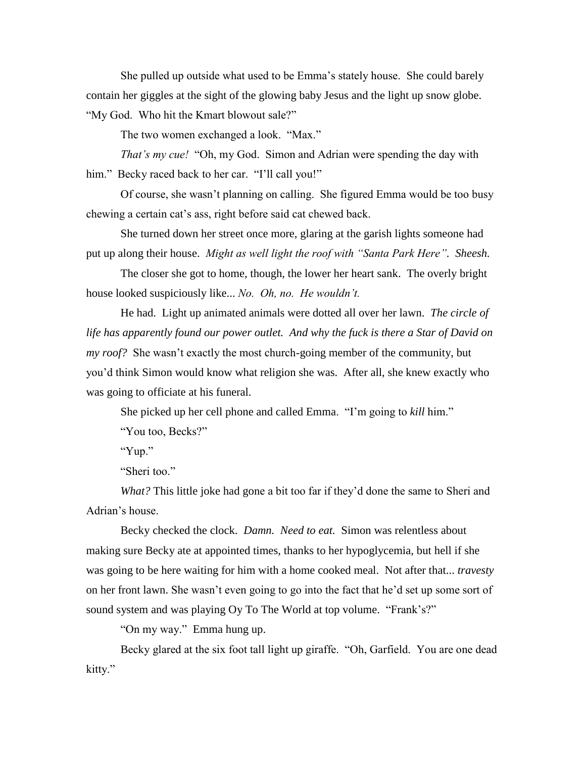She pulled up outside what used to be Emma's stately house. She could barely contain her giggles at the sight of the glowing baby Jesus and the light up snow globe. "My God. Who hit the Kmart blowout sale?"

The two women exchanged a look. "Max."

*That's my cue!* "Oh, my God. Simon and Adrian were spending the day with him." Becky raced back to her car. "I'll call you!"

Of course, she wasn't planning on calling. She figured Emma would be too busy chewing a certain cat's ass, right before said cat chewed back.

She turned down her street once more, glaring at the garish lights someone had put up along their house. *Might as well light the roof with "Santa Park Here". Sheesh.*

The closer she got to home, though, the lower her heart sank. The overly bright house looked suspiciously like... *No. Oh, no. He wouldn't.*

He had. Light up animated animals were dotted all over her lawn. *The circle of life has apparently found our power outlet. And why the fuck is there a Star of David on my roof?* She wasn't exactly the most church-going member of the community, but you'd think Simon would know what religion she was. After all, she knew exactly who was going to officiate at his funeral.

She picked up her cell phone and called Emma. "I'm going to *kill* him."

"You too, Becks?"

"Yup."

"Sheri too."

*What?* This little joke had gone a bit too far if they'd done the same to Sheri and Adrian's house.

Becky checked the clock. *Damn. Need to eat.* Simon was relentless about making sure Becky ate at appointed times, thanks to her hypoglycemia, but hell if she was going to be here waiting for him with a home cooked meal. Not after that... *travesty* on her front lawn. She wasn't even going to go into the fact that he'd set up some sort of sound system and was playing Oy To The World at top volume. "Frank's?"

"On my way." Emma hung up.

Becky glared at the six foot tall light up giraffe. "Oh, Garfield. You are one dead kitty."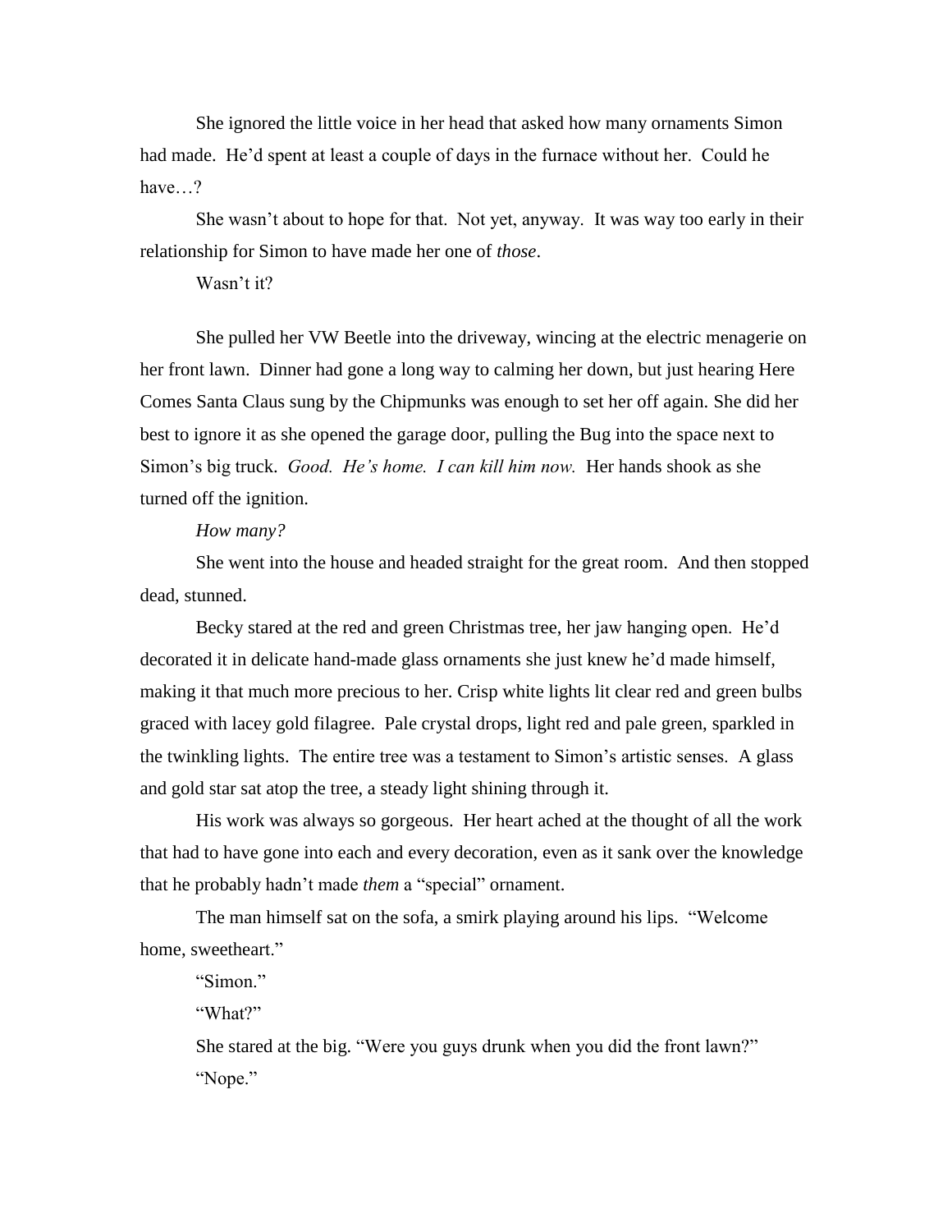She ignored the little voice in her head that asked how many ornaments Simon had made. He'd spent at least a couple of days in the furnace without her. Could he have…?

She wasn't about to hope for that. Not yet, anyway. It was way too early in their relationship for Simon to have made her one of *those*.

Wasn't it?

She pulled her VW Beetle into the driveway, wincing at the electric menagerie on her front lawn. Dinner had gone a long way to calming her down, but just hearing Here Comes Santa Claus sung by the Chipmunks was enough to set her off again. She did her best to ignore it as she opened the garage door, pulling the Bug into the space next to Simon's big truck. *Good. He's home. I can kill him now.* Her hands shook as she turned off the ignition.

*How many?*

She went into the house and headed straight for the great room. And then stopped dead, stunned.

Becky stared at the red and green Christmas tree, her jaw hanging open. He'd decorated it in delicate hand-made glass ornaments she just knew he'd made himself, making it that much more precious to her. Crisp white lights lit clear red and green bulbs graced with lacey gold filagree. Pale crystal drops, light red and pale green, sparkled in the twinkling lights. The entire tree was a testament to Simon's artistic senses. A glass and gold star sat atop the tree, a steady light shining through it.

His work was always so gorgeous. Her heart ached at the thought of all the work that had to have gone into each and every decoration, even as it sank over the knowledge that he probably hadn't made *them* a "special" ornament.

The man himself sat on the sofa, a smirk playing around his lips. "Welcome home, sweetheart."

"Simon."

"What?"

She stared at the big. "Were you guys drunk when you did the front lawn?"

"Nope."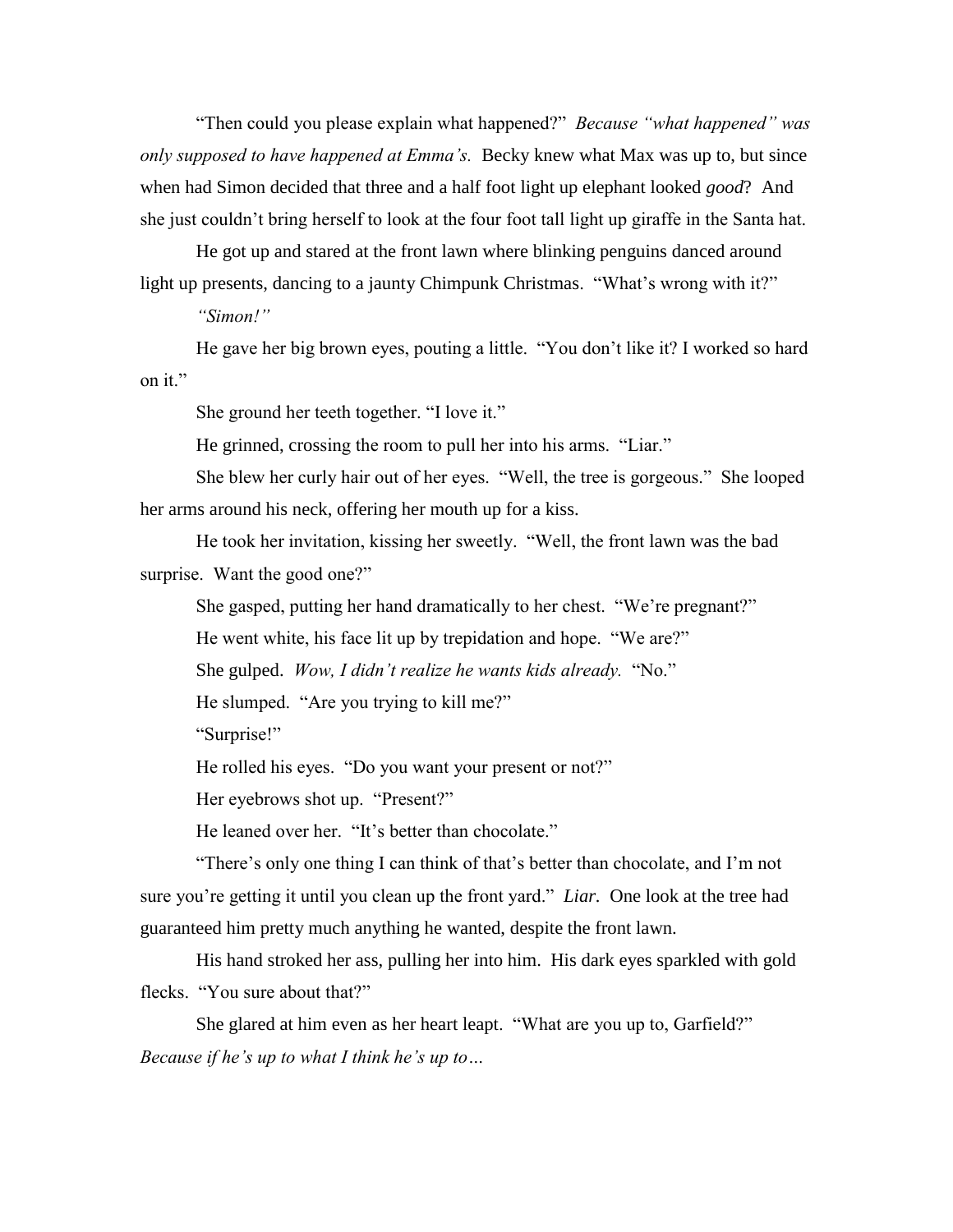"Then could you please explain what happened?" *Because "what happened" was only supposed to have happened at Emma's.* Becky knew what Max was up to, but since when had Simon decided that three and a half foot light up elephant looked *good*? And she just couldn't bring herself to look at the four foot tall light up giraffe in the Santa hat.

He got up and stared at the front lawn where blinking penguins danced around light up presents, dancing to a jaunty Chimpunk Christmas. "What's wrong with it?"

*"Simon!"*

He gave her big brown eyes, pouting a little. "You don't like it? I worked so hard on it."

She ground her teeth together. "I love it."

He grinned, crossing the room to pull her into his arms. "Liar."

She blew her curly hair out of her eyes. "Well, the tree is gorgeous." She looped her arms around his neck, offering her mouth up for a kiss.

He took her invitation, kissing her sweetly. "Well, the front lawn was the bad surprise. Want the good one?"

She gasped, putting her hand dramatically to her chest. "We're pregnant?"

He went white, his face lit up by trepidation and hope. "We are?"

She gulped. *Wow, I didn't realize he wants kids already.* "No."

He slumped. "Are you trying to kill me?"

"Surprise!"

He rolled his eyes. "Do you want your present or not?"

Her eyebrows shot up. "Present?"

He leaned over her. "It's better than chocolate."

"There's only one thing I can think of that's better than chocolate, and I'm not sure you're getting it until you clean up the front yard." *Liar*. One look at the tree had guaranteed him pretty much anything he wanted, despite the front lawn.

His hand stroked her ass, pulling her into him. His dark eyes sparkled with gold flecks. "You sure about that?"

She glared at him even as her heart leapt. "What are you up to, Garfield?" *Because if he's up to what I think he's up to…*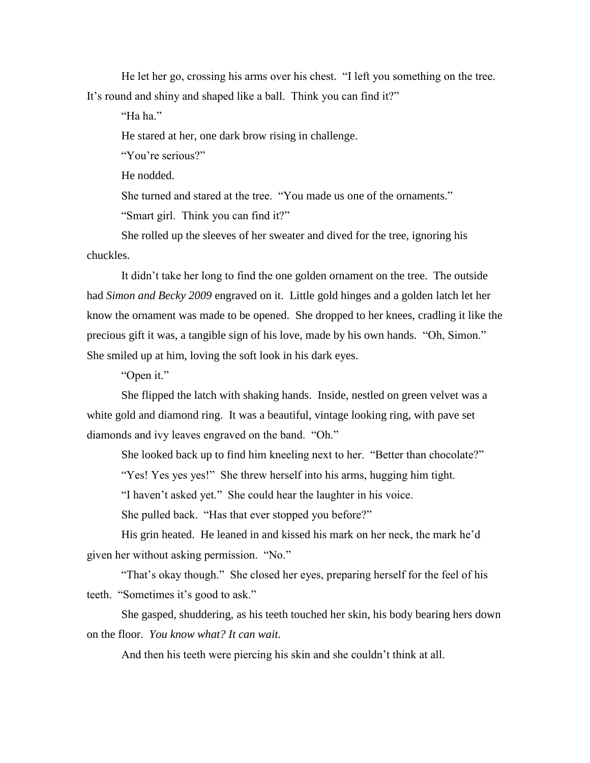He let her go, crossing his arms over his chest. "I left you something on the tree. It's round and shiny and shaped like a ball. Think you can find it?"

"Ha ha."

He stared at her, one dark brow rising in challenge.

"You're serious?"

He nodded.

She turned and stared at the tree. "You made us one of the ornaments."

"Smart girl. Think you can find it?"

She rolled up the sleeves of her sweater and dived for the tree, ignoring his chuckles.

It didn't take her long to find the one golden ornament on the tree. The outside had *Simon and Becky 2009* engraved on it. Little gold hinges and a golden latch let her know the ornament was made to be opened. She dropped to her knees, cradling it like the precious gift it was, a tangible sign of his love, made by his own hands. "Oh, Simon." She smiled up at him, loving the soft look in his dark eyes.

"Open it."

She flipped the latch with shaking hands. Inside, nestled on green velvet was a white gold and diamond ring. It was a beautiful, vintage looking ring, with pave set diamonds and ivy leaves engraved on the band. "Oh."

She looked back up to find him kneeling next to her. "Better than chocolate?"

"Yes! Yes yes yes!" She threw herself into his arms, hugging him tight.

"I haven't asked yet." She could hear the laughter in his voice.

She pulled back. "Has that ever stopped you before?"

His grin heated. He leaned in and kissed his mark on her neck, the mark he'd given her without asking permission. "No."

"That's okay though." She closed her eyes, preparing herself for the feel of his teeth. "Sometimes it's good to ask."

She gasped, shuddering, as his teeth touched her skin, his body bearing hers down on the floor. *You know what? It can wait.*

And then his teeth were piercing his skin and she couldn't think at all.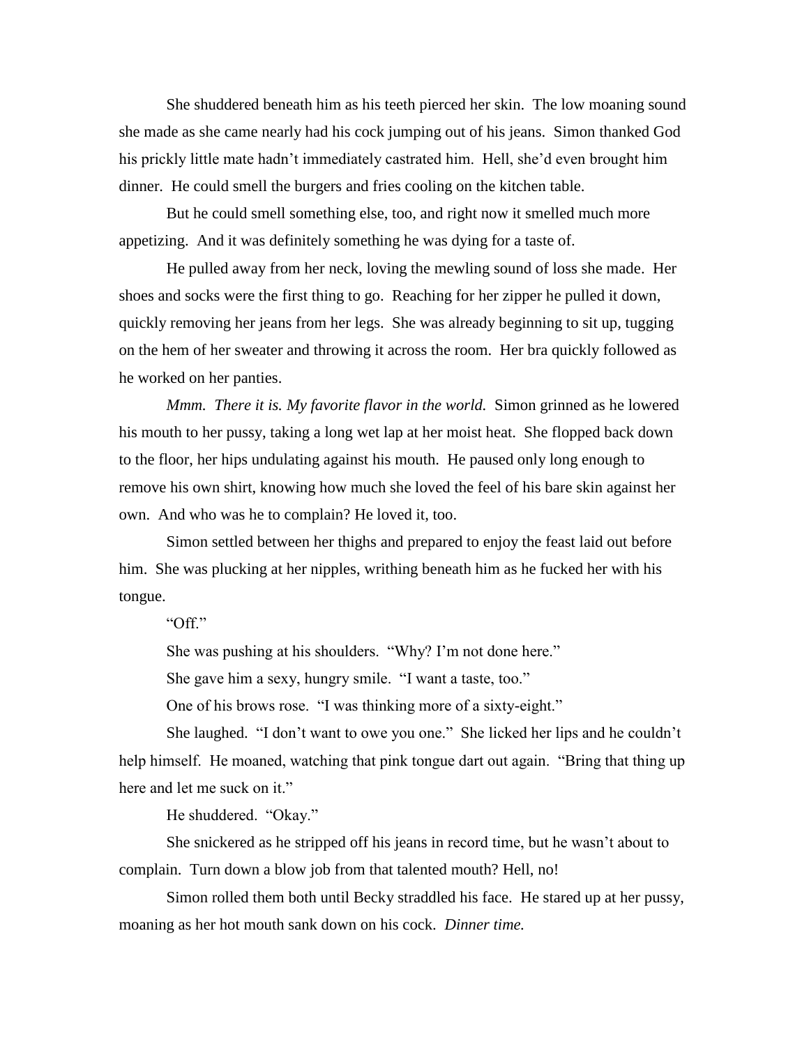She shuddered beneath him as his teeth pierced her skin. The low moaning sound she made as she came nearly had his cock jumping out of his jeans. Simon thanked God his prickly little mate hadn't immediately castrated him. Hell, she'd even brought him dinner. He could smell the burgers and fries cooling on the kitchen table.

But he could smell something else, too, and right now it smelled much more appetizing. And it was definitely something he was dying for a taste of.

He pulled away from her neck, loving the mewling sound of loss she made. Her shoes and socks were the first thing to go. Reaching for her zipper he pulled it down, quickly removing her jeans from her legs. She was already beginning to sit up, tugging on the hem of her sweater and throwing it across the room. Her bra quickly followed as he worked on her panties.

*Mmm. There it is. My favorite flavor in the world.* Simon grinned as he lowered his mouth to her pussy, taking a long wet lap at her moist heat. She flopped back down to the floor, her hips undulating against his mouth. He paused only long enough to remove his own shirt, knowing how much she loved the feel of his bare skin against her own. And who was he to complain? He loved it, too.

Simon settled between her thighs and prepared to enjoy the feast laid out before him. She was plucking at her nipples, writhing beneath him as he fucked her with his tongue.

"Off."

She was pushing at his shoulders. "Why? I'm not done here."

She gave him a sexy, hungry smile. "I want a taste, too."

One of his brows rose. "I was thinking more of a sixty-eight."

She laughed. "I don't want to owe you one." She licked her lips and he couldn't help himself. He moaned, watching that pink tongue dart out again. "Bring that thing up here and let me suck on it."

He shuddered. "Okay."

She snickered as he stripped off his jeans in record time, but he wasn't about to complain. Turn down a blow job from that talented mouth? Hell, no!

Simon rolled them both until Becky straddled his face. He stared up at her pussy, moaning as her hot mouth sank down on his cock. *Dinner time.*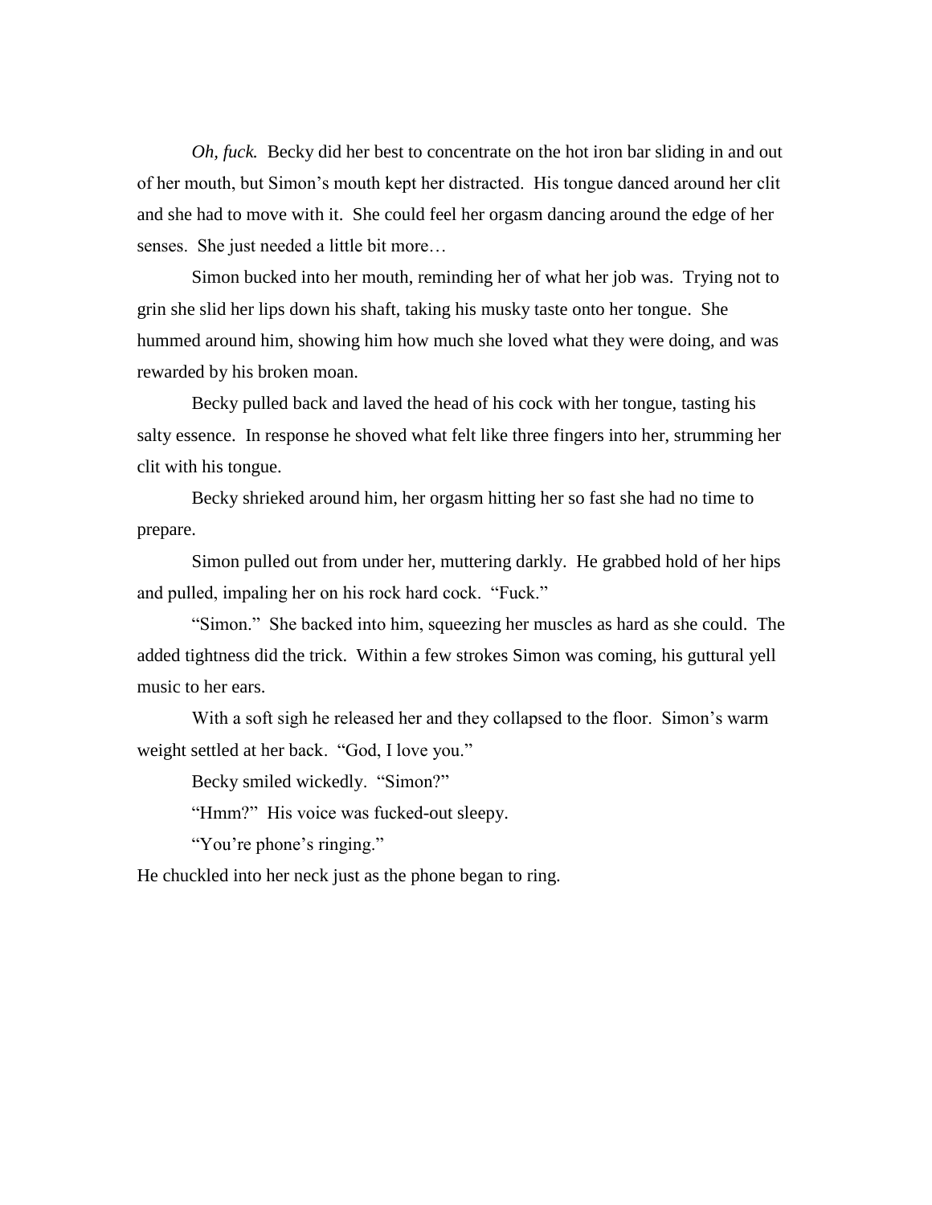*Oh, fuck.* Becky did her best to concentrate on the hot iron bar sliding in and out of her mouth, but Simon's mouth kept her distracted. His tongue danced around her clit and she had to move with it. She could feel her orgasm dancing around the edge of her senses. She just needed a little bit more…

Simon bucked into her mouth, reminding her of what her job was. Trying not to grin she slid her lips down his shaft, taking his musky taste onto her tongue. She hummed around him, showing him how much she loved what they were doing, and was rewarded by his broken moan.

Becky pulled back and laved the head of his cock with her tongue, tasting his salty essence. In response he shoved what felt like three fingers into her, strumming her clit with his tongue.

Becky shrieked around him, her orgasm hitting her so fast she had no time to prepare.

Simon pulled out from under her, muttering darkly. He grabbed hold of her hips and pulled, impaling her on his rock hard cock. "Fuck."

"Simon." She backed into him, squeezing her muscles as hard as she could. The added tightness did the trick. Within a few strokes Simon was coming, his guttural yell music to her ears.

With a soft sigh he released her and they collapsed to the floor. Simon's warm weight settled at her back. "God, I love you."

Becky smiled wickedly. "Simon?"

"Hmm?" His voice was fucked-out sleepy.

"You're phone's ringing."

He chuckled into her neck just as the phone began to ring.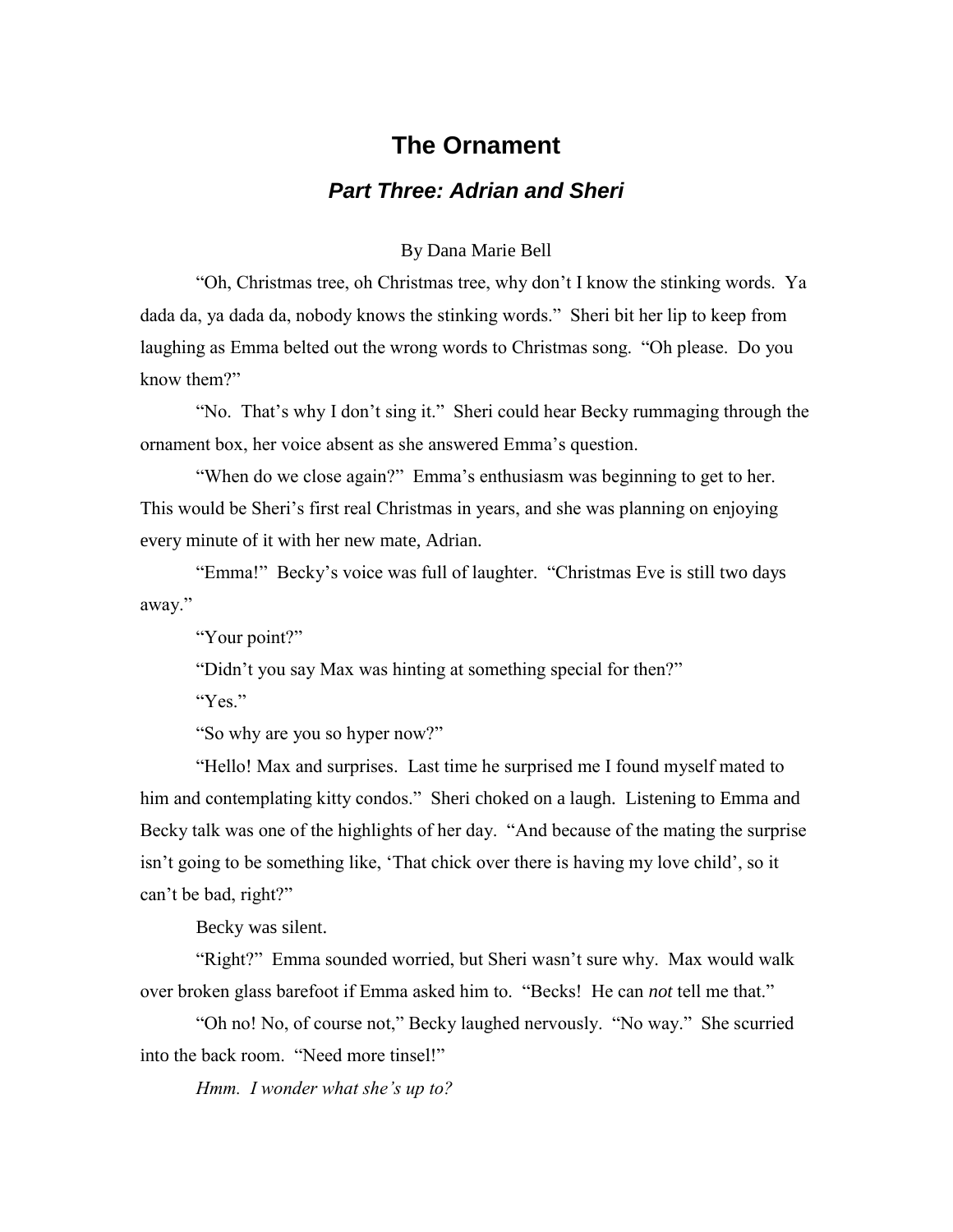# The Ornament

## *Part Three: Adrian and Sheri*

By Dana Marie Bell

"Oh, Christmas tree, oh Christmas tree, why don't I know the stinking words. Ya dada da, ya dada da, nobody knows the stinking words." Sheri bit her lip to keep from laughing as Emma belted out the wrong words to Christmas song. "Oh please. Do you know them?"

"No. That's why I don't sing it." Sheri could hear Becky rummaging through the ornament box, her voice absent as she answered Emma's question.

"When do we close again?" Emma's enthusiasm was beginning to get to her. This would be Sheri's first real Christmas in years, and she was planning on enjoying every minute of it with her new mate, Adrian.

"Emma!" Becky's voice was full of laughter. "Christmas Eve is still two days away."

"Your point?"

"Didn't you say Max was hinting at something special for then?"

"Yes."

"So why are you so hyper now?"

"Hello! Max and surprises. Last time he surprised me I found myself mated to him and contemplating kitty condos." Sheri choked on a laugh. Listening to Emma and Becky talk was one of the highlights of her day. "And because of the mating the surprise isn't going to be something like, 'That chick over there is having my love child', so it can't be bad, right?"

Becky was silent.

"Right?" Emma sounded worried, but Sheri wasn't sure why. Max would walk over broken glass barefoot if Emma asked him to. "Becks! He can *not* tell me that."

"Oh no! No, of course not," Becky laughed nervously. "No way." She scurried into the back room. "Need more tinsel!"

*Hmm. I wonder what she's up to?*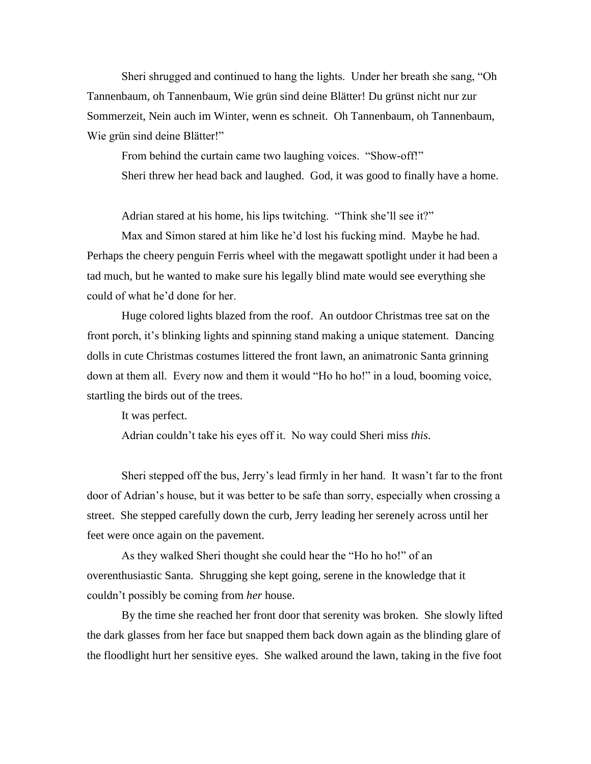Sheri shrugged and continued to hang the lights. Under her breath she sang, "Oh Tannenbaum, oh Tannenbaum, Wie grün sind deine Blätter! Du grünst nicht nur zur Sommerzeit, Nein auch im Winter, wenn es schneit. Oh Tannenbaum, oh Tannenbaum, Wie grün sind deine Blätter!"

From behind the curtain came two laughing voices. "Show-off!"

Sheri threw her head back and laughed. God, it was good to finally have a home.

Adrian stared at his home, his lips twitching. "Think she'll see it?"

Max and Simon stared at him like he'd lost his fucking mind. Maybe he had. Perhaps the cheery penguin Ferris wheel with the megawatt spotlight under it had been a tad much, but he wanted to make sure his legally blind mate would see everything she could of what he'd done for her.

Huge colored lights blazed from the roof. An outdoor Christmas tree sat on the front porch, it's blinking lights and spinning stand making a unique statement. Dancing dolls in cute Christmas costumes littered the front lawn, an animatronic Santa grinning down at them all. Every now and them it would "Ho ho ho!" in a loud, booming voice, startling the birds out of the trees.

It was perfect.

Adrian couldn't take his eyes off it. No way could Sheri miss *this*.

Sheri stepped off the bus, Jerry's lead firmly in her hand. It wasn't far to the front door of Adrian's house, but it was better to be safe than sorry, especially when crossing a street. She stepped carefully down the curb, Jerry leading her serenely across until her feet were once again on the pavement.

As they walked Sheri thought she could hear the "Ho ho ho!" of an overenthusiastic Santa. Shrugging she kept going, serene in the knowledge that it couldn't possibly be coming from *her* house.

By the time she reached her front door that serenity was broken. She slowly lifted the dark glasses from her face but snapped them back down again as the blinding glare of the floodlight hurt her sensitive eyes. She walked around the lawn, taking in the five foot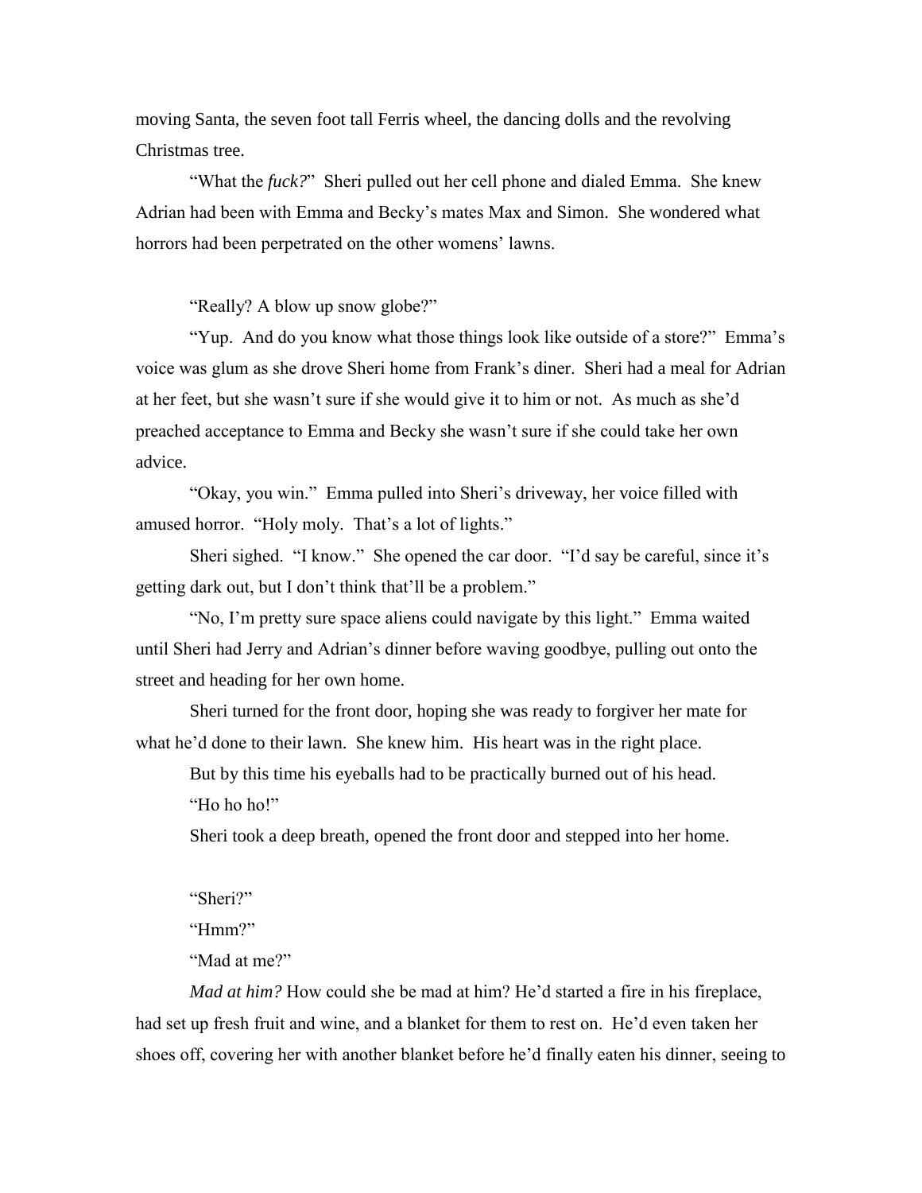moving Santa, the seven foot tall Ferris wheel, the dancing dolls and the revolving Christmas tree.

"What the *fuck?*" Sheri pulled out her cell phone and dialed Emma. She knew Adrian had been with Emma and Becky's mates Max and Simon. She wondered what horrors had been perpetrated on the other womens' lawns.

"Really? A blow up snow globe?"

"Yup. And do you know what those things look like outside of a store?" Emma's voice was glum as she drove Sheri home from Frank's diner. Sheri had a meal for Adrian at her feet, but she wasn't sure if she would give it to him or not. As much as she'd preached acceptance to Emma and Becky she wasn't sure if she could take her own advice.

"Okay, you win." Emma pulled into Sheri's driveway, her voice filled with amused horror. "Holy moly. That's a lot of lights."

Sheri sighed. "I know." She opened the car door. "I'd say be careful, since it's getting dark out, but I don't think that'll be a problem."

"No, I'm pretty sure space aliens could navigate by this light." Emma waited until Sheri had Jerry and Adrian's dinner before waving goodbye, pulling out onto the street and heading for her own home.

Sheri turned for the front door, hoping she was ready to forgive her mate for what he'd done to their lawn. She knew him. His heart was in the right place.

But by this time his eyeballs had to be practically burned out of his head.

"Ho ho ho!"

Sheri took a deep breath, opened the front door and stepped into her home.

"Sheri?"

"Hmm?"

"Mad at me?"

*Mad at him?* How could she be mad at him? He'd started a fire in his fireplace, had set up fresh fruit and wine, and a blanket for them to rest on. He'd even taken her shoes off, covering her with another blanket before he'd finally eaten his dinner, seeing to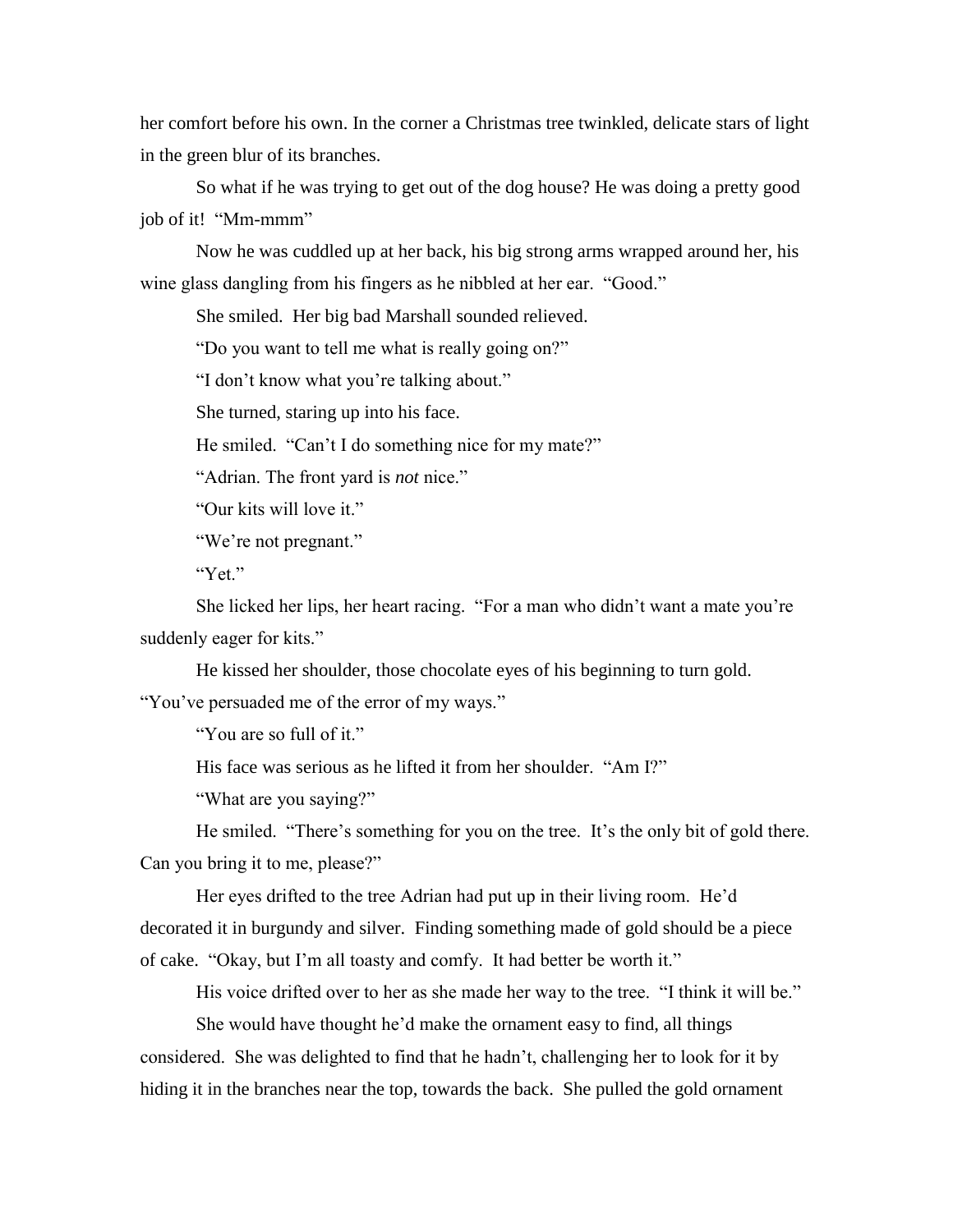her comfort before his own. In the corner a Christmas tree twinkled, delicate stars of light in the green blur of its branches.

So what if he was trying to get out of the dog house? He was doing a pretty good job of it! "Mm-mmm"

Now he was cuddled up at her back, his big strong arms wrapped around her, his wine glass dangling from his fingers as he nibbled at her ear. "Good."

She smiled. Her big bad Marshall sounded relieved.

"Do you want to tell me what is really going on?"

"I don't know what you're talking about."

She turned, staring up into his face.

He smiled. "Can't I do something nice for my mate?"

"Adrian. The front yard is *not* nice."

"Our kits will love it."

"We're not pregnant."

"Yet."

She licked her lips, her heart racing. "For a man who didn't want a mate you're suddenly eager for kits."

He kissed her shoulder, those chocolate eyes of his beginning to turn gold. "You've persuaded me of the error of my ways."

"You are so full of it."

His face was serious as he lifted it from her shoulder. "Am I?"

"What are you saying?"

He smiled. "There's something for you on the tree. It's the only bit of gold there. Can you bring it to me, please?"

Her eyes drifted to the tree Adrian had put up in their living room. He'd decorated it in burgundy and silver. Finding something made of gold should be a piece of cake. "Okay, but I'm all toasty and comfy. It had better be worth it."

His voice drifted over to her as she made her way to the tree. "I think it will be."

She would have thought he'd make the ornament easy to find, all things considered. She was delighted to find that he hadn't, challenging her to look for it by hiding it in the branches near the top, towards the back. She pulled the gold ornament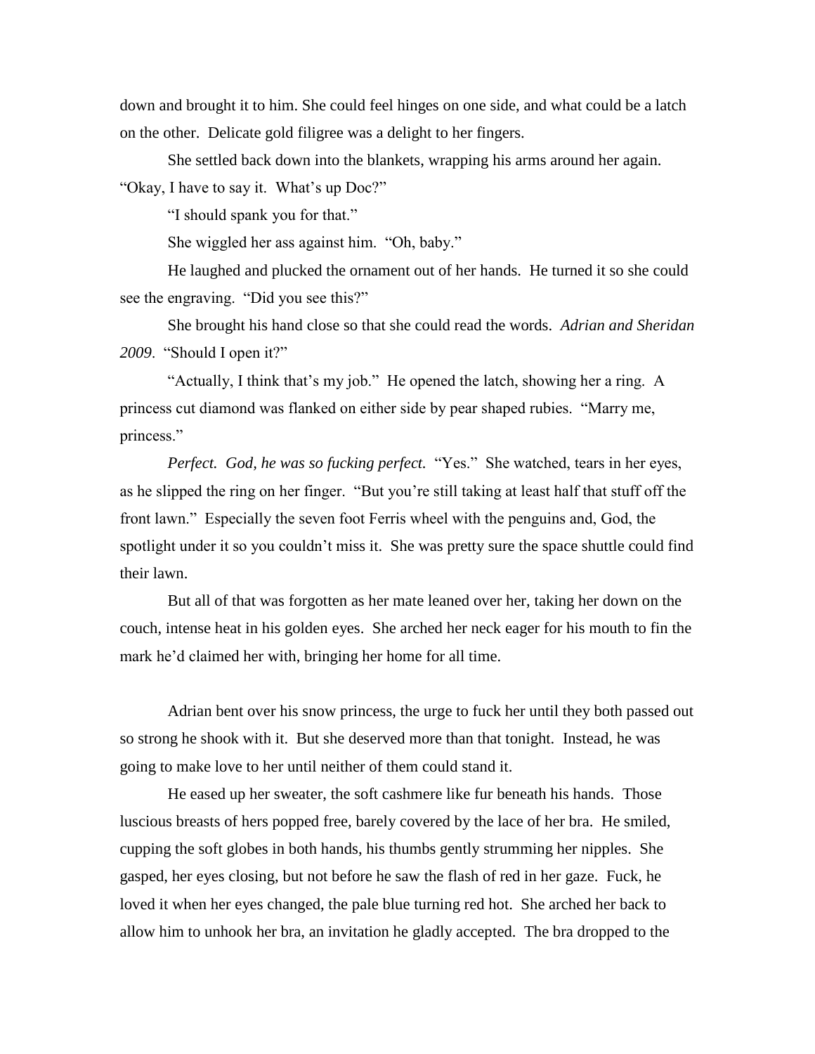down and brought it to him. She could feel hinges on one side, and what could be a latch on the other. Delicate gold filigree was a delight to her fingers.

She settled back down into the blankets, wrapping his arms around her again. "Okay, I have to say it. What's up Doc?"

"I should spank you for that."

She wiggled her ass against him. "Oh, baby."

He laughed and plucked the ornament out of her hands. He turned it so she could see the engraving. "Did you see this?"

She brought his hand close so that she could read the words. *Adrian and Sheridan 2009*. "Should I open it?"

"Actually, I think that's my job." He opened the latch, showing her a ring. A princess cut diamond was flanked on either side by pear shaped rubies. "Marry me, princess."

*Perfect. God, he was so fucking perfect.* "Yes." She watched, tears in her eyes, as he slipped the ring on her finger. "But you're still taking at least half that stuff off the front lawn." Especially the seven foot Ferris wheel with the penguins and, God, the spotlight under it so you couldn't miss it. She was pretty sure the space shuttle could find their lawn.

But all of that was forgotten as her mate leaned over her, taking her down on the couch, intense heat in his golden eyes. She arched her neck eager for his mouth to fin the mark he'd claimed her with, bringing her home for all time.

Adrian bent over his snow princess, the urge to fuck her until they both passed out so strong he shook with it. But she deserved more than that tonight. Instead, he was going to make love to her until neither of them could stand it.

He eased up her sweater, the soft cashmere like fur beneath his hands. Those luscious breasts of hers popped free, barely covered by the lace of her bra. He smiled, cupping the soft globes in both hands, his thumbs gently strumming her nipples. She gasped, her eyes closing, but not before he saw the flash of red in her gaze. Fuck, he loved it when her eyes changed, the pale blue turning red hot. She arched her back to allow him to unhook her bra, an invitation he gladly accepted. The bra dropped to the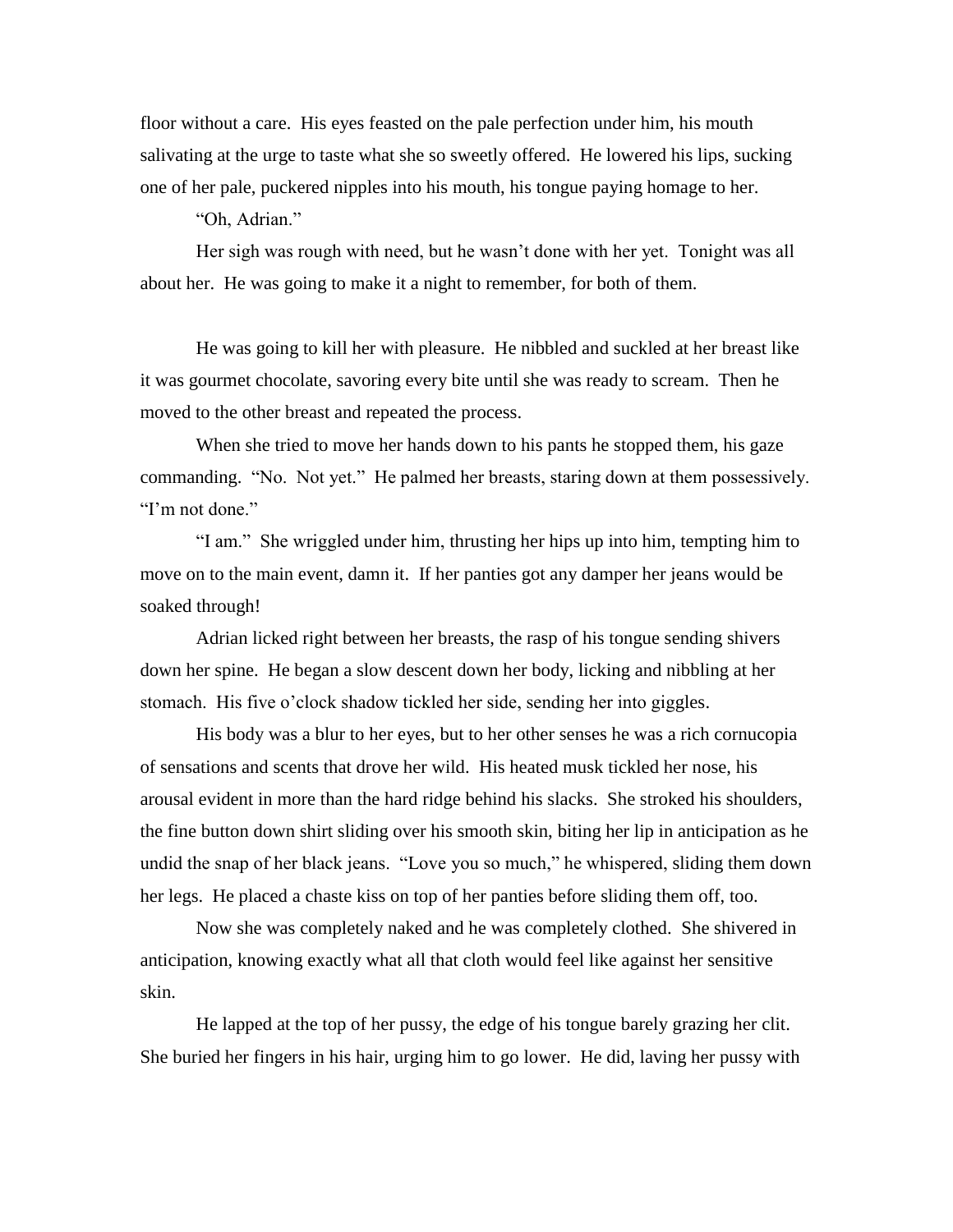floor without a care. His eyes feasted on the pale perfection under him, his mouth salivating at the urge to taste what she so sweetly offered. He lowered his lips, sucking one of her pale, puckered nipples into his mouth, his tongue paying homage to her.

"Oh, Adrian."

Her sigh was rough with need, but he wasn't done with her yet. Tonight was all about her. He was going to make it a night to remember, for both of them.

He was going to kill her with pleasure. He nibbled and suckled at her breast like it was gourmet chocolate, savoring every bite until she was ready to scream. Then he moved to the other breast and repeated the process.

When she tried to move her hands down to his pants he stopped them, his gaze commanding. "No. Not yet." He palmed her breasts, staring down at them possessively. "I'm not done."

"I am." She wriggled under him, thrusting her hips up into him, tempting him to move on to the main event, damn it. If her panties got any damper her jeans would be soaked through!

Adrian licked right between her breasts, the rasp of his tongue sending shivers down her spine. He began a slow descent down her body, licking and nibbling at her stomach. His five o'clock shadow tickled her side, sending her into giggles.

His body was a blur to her eyes, but to her other senses he was a rich cornucopia of sensations and scents that drove her wild. His heated musk tickled her nose, his arousal evident in more than the hard ridge behind his slacks. She stroked his shoulders, the fine button down shirt sliding over his smooth skin, biting her lip in anticipation as he undid the snap of her black jeans. "Love you so much," he whispered, sliding them down her legs. He placed a chaste kiss on top of her panties before sliding them off, too.

Now she was completely naked and he was completely clothed. She shivered in anticipation, knowing exactly what all that cloth would feel like against her sensitive skin.

He lapped at the top of her pussy, the edge of his tongue barely grazing her clit. She buried her fingers in his hair, urging him to go lower. He did, laving her pussy with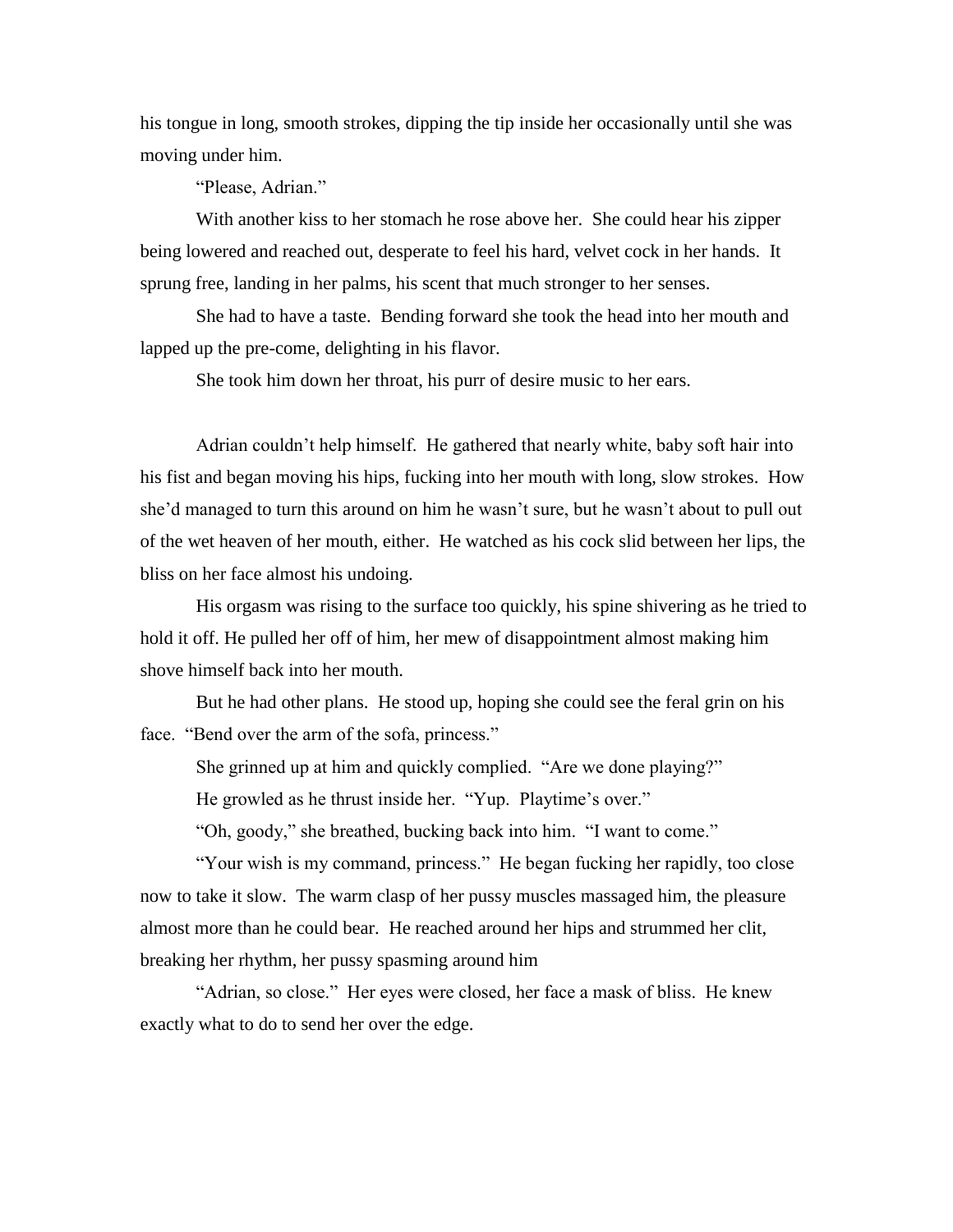his tongue in long, smooth strokes, dipping the tip inside her occasionally until she was moving under him.

"Please, Adrian."

With another kiss to her stomach he rose above her. She could hear his zipper being lowered and reached out, desperate to feel his hard, velvet cock in her hands. It sprung free, landing in her palms, his scent that much stronger to her senses.

She had to have a taste. Bending forward she took the head into her mouth and lapped up the pre-come, delighting in his flavor.

She took him down her throat, his purr of desire music to her ears.

Adrian couldn't help himself. He gathered that nearly white, baby soft hair into his fist and began moving his hips, fucking into her mouth with long, slow strokes. How she'd managed to turn this around on him he wasn't sure, but he wasn't about to pull out of the wet heaven of her mouth, either. He watched as his cock slid between her lips, the bliss on her face almost his undoing.

His orgasm was rising to the surface too quickly, his spine shivering as he tried to hold it off. He pulled her off of him, her mew of disappointment almost making him shove himself back into her mouth.

But he had other plans. He stood up, hoping she could see the feral grin on his face. "Bend over the arm of the sofa, princess."

She grinned up at him and quickly complied. "Are we done playing?"

He growled as he thrust inside her. "Yup. Playtime's over."

"Oh, goody," she breathed, bucking back into him. "I want to come."

"Your wish is my command, princess." He began fucking her rapidly, too close now to take it slow. The warm clasp of her pussy muscles massaged him, the pleasure almost more than he could bear. He reached around her hips and strummed her clit, breaking her rhythm, her pussy spasming around him

"Adrian, so close." Her eyes were closed, her face a mask of bliss. He knew exactly what to do to send her over the edge.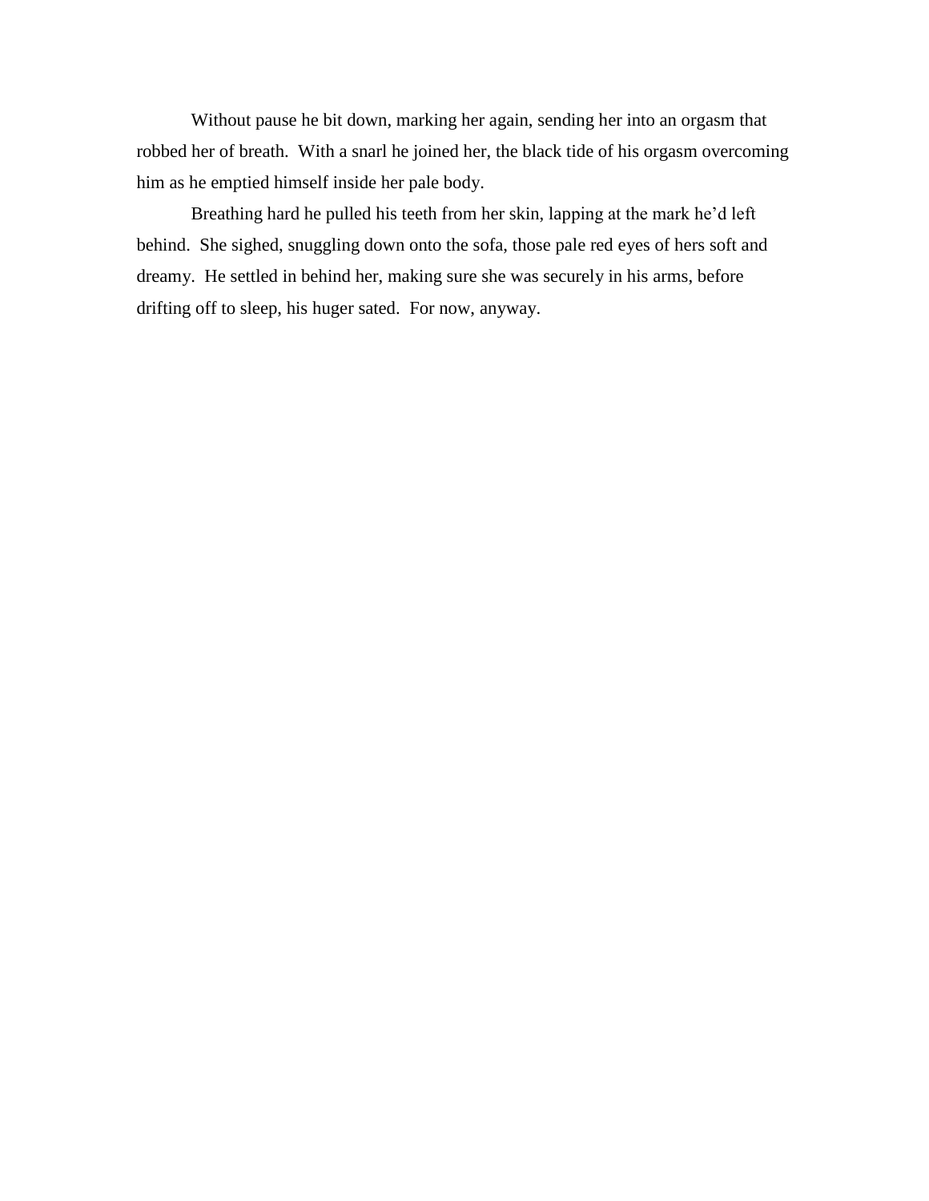Without pause he bit down, marking her again, sending her into an orgasm that robbed her of breath.  With a snarl he joined her, the black tide of his orgasm overcoming him as he emptied himself inside her pale body.

Breathing hard he pulled his teeth from her skin, lapping at the mark he'd left behind.  She sighed, snuggling down onto the sofa, those pale red eyes of hers soft and dreamy.  He settled in behind her, making sure she was securely in his arms, before drifting off to sleep, his huger sated.  For now, anyway.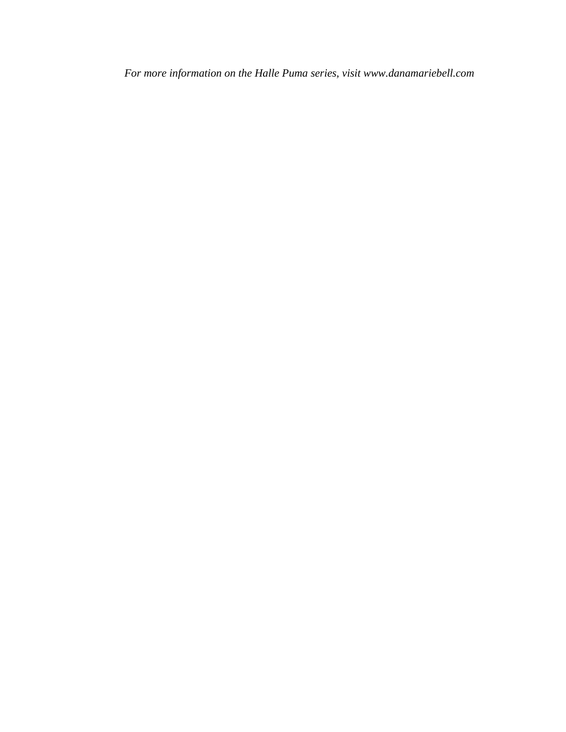*For more information on the Halle Puma series, visit www.danamariebell.com*